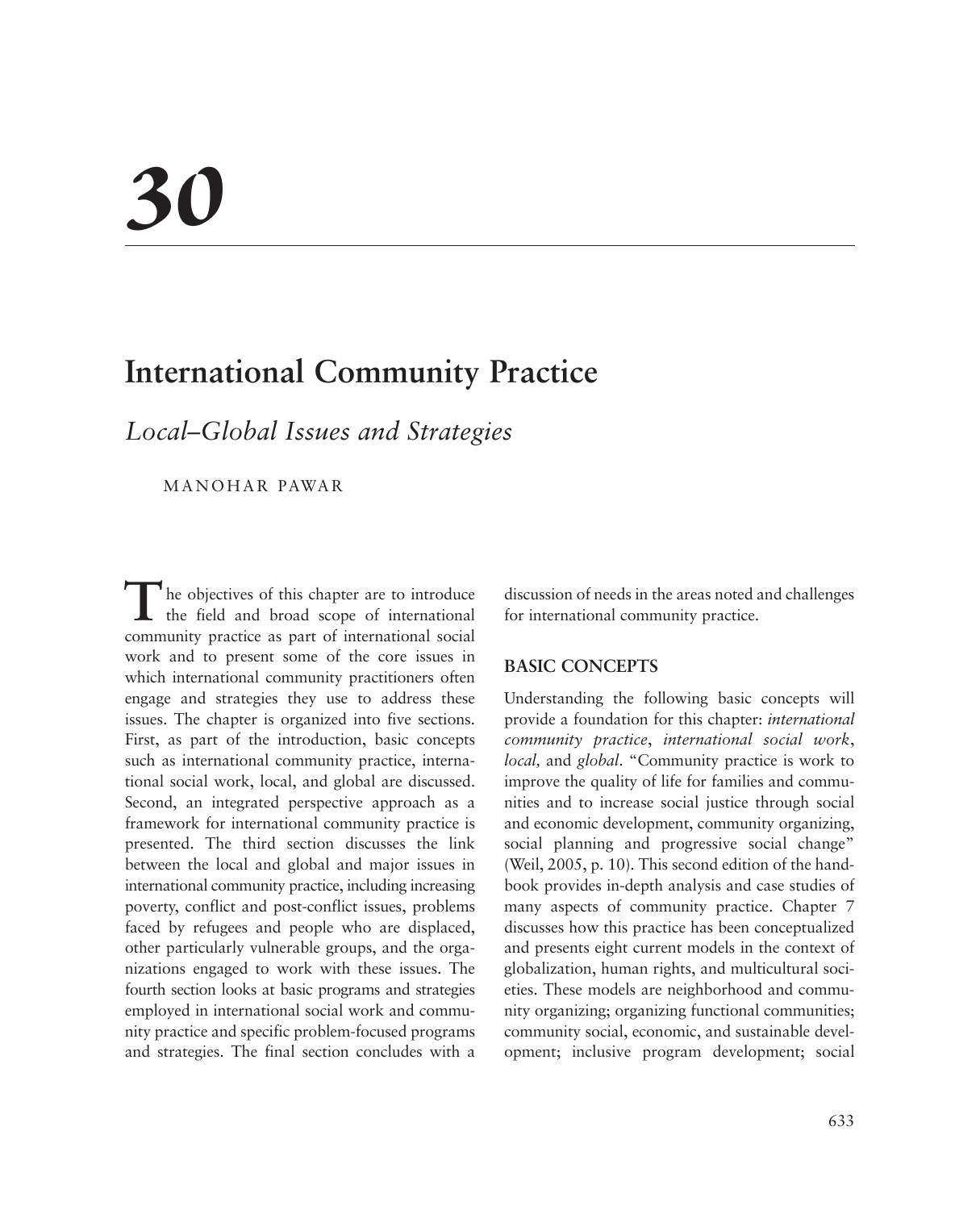# 30

## International Community Practice

### *Local–Global Issues and Strategies*

MANOHAR PAWAR

The objectives of this chapter are to introduce the field and broad scope of international community practice as part of international social work and to present some of the core issues in which international community practitioners often engage and strategies they use to address these issues. The chapter is organized into five sections. First, as part of the introduction, basic concepts such as international community practice, international social work, local, and global are discussed. Second, an integrated perspective approach as a framework for international community practice is presented. The third section discusses the link between the local and global and major issues in international community practice, including increasing poverty, conflict and post-conflict issues, problems faced by refugees and people who are displaced, other particularly vulnerable groups, and the organizations engaged to work with these issues. The fourth section looks at basic programs and strategies employed in international social work and community practice and specific problem-focused programs and strategies. The final section concludes with a discussion of needs in the areas noted and challenges for international community practice.

#### BASIC CONCEPTS

Understanding the following basic concepts will provide a foundation for this chapter: *international community practice*, *international social work*, *local,* and *global*. "Community practice is work to improve the quality of life for families and communities and to increase social justice through social and economic development, community organizing, social planning and progressive social change" (Weil, 2005, p. 10). This second edition of the handbook provides in-depth analysis and case studies of many aspects of community practice. Chapter 7 discusses how this practice has been conceptualized and presents eight current models in the context of globalization, human rights, and multicultural societies. These models are neighborhood and community organizing; organizing functional communities; community social, economic, and sustainable development; inclusive program development; social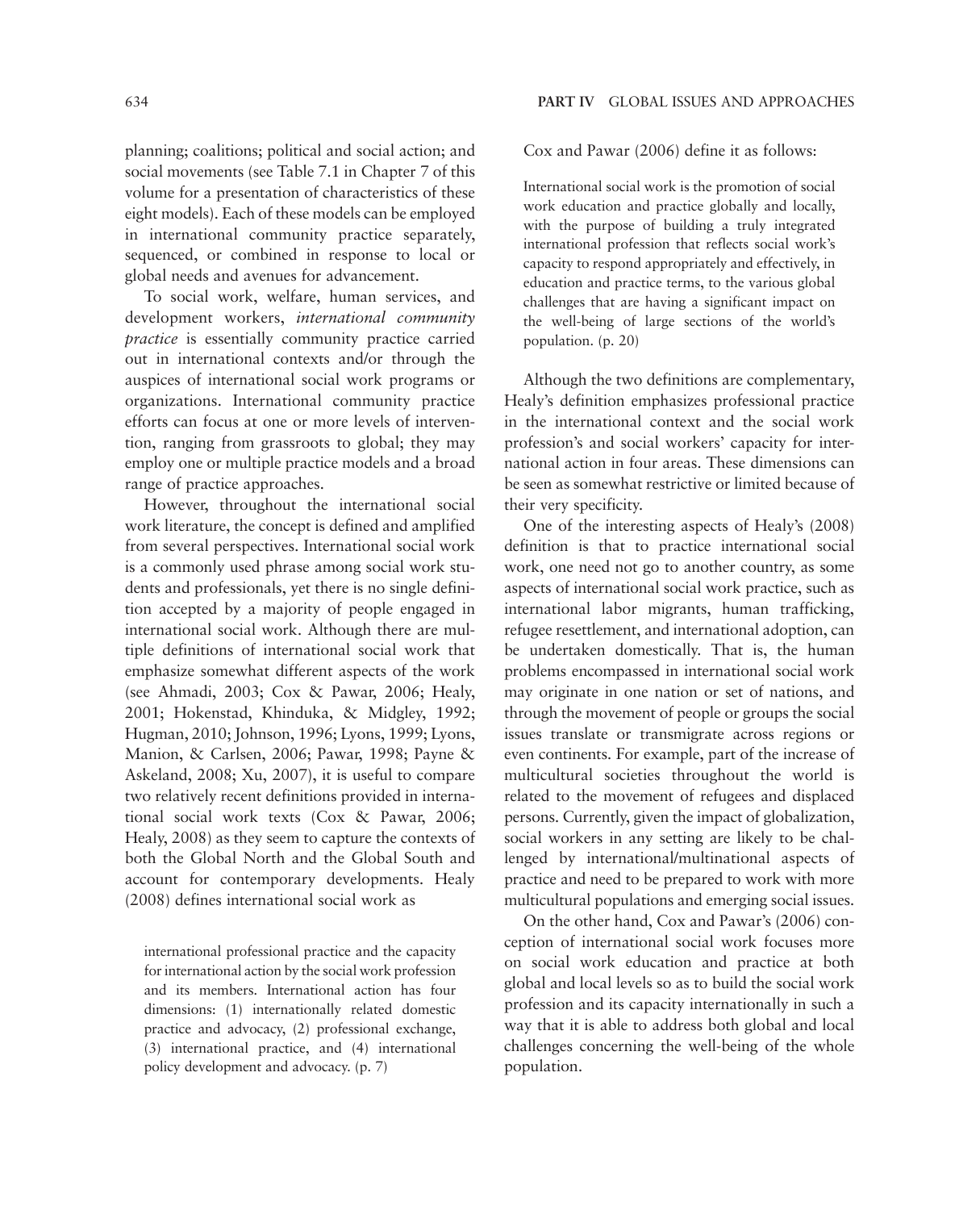planning; coalitions; political and social action; and social movements (see Table 7.1 in Chapter 7 of this volume for a presentation of characteristics of these eight models). Each of these models can be employed in international community practice separately, sequenced, or combined in response to local or global needs and avenues for advancement.

To social work, welfare, human services, and development workers, *international community practice* is essentially community practice carried out in international contexts and/or through the auspices of international social work programs or organizations. International community practice efforts can focus at one or more levels of intervention, ranging from grassroots to global; they may employ one or multiple practice models and a broad range of practice approaches.

However, throughout the international social work literature, the concept is defined and amplified from several perspectives. International social work is a commonly used phrase among social work students and professionals, yet there is no single definition accepted by a majority of people engaged in international social work. Although there are multiple definitions of international social work that emphasize somewhat different aspects of the work (see Ahmadi, 2003; Cox & Pawar, 2006; Healy, 2001; Hokenstad, Khinduka, & Midgley, 1992; Hugman, 2010; Johnson, 1996; Lyons, 1999; Lyons, Manion, & Carlsen, 2006; Pawar, 1998; Payne & Askeland, 2008; Xu, 2007), it is useful to compare two relatively recent definitions provided in international social work texts (Cox & Pawar, 2006; Healy, 2008) as they seem to capture the contexts of both the Global North and the Global South and account for contemporary developments. Healy (2008) defines international social work as

> international professional practice and the capacity for international action by the social work profession and its members. International action has four dimensions: (1) internationally related domestic practice and advocacy, (2) professional exchange, (3) international practice, and (4) international policy development and advocacy. (p. 7)

Cox and Pawar (2006) define it as follows:

> International social work is the promotion of social work education and practice globally and locally, with the purpose of building a truly integrated international profession that reflects social work's capacity to respond appropriately and effectively, in education and practice terms, to the various global challenges that are having a significant impact on the well-being of large sections of the world's population. (p. 20)

Although the two definitions are complementary, Healy's definition emphasizes professional practice in the international context and the social work profession's and social workers' capacity for international action in four areas. These dimensions can be seen as somewhat restrictive or limited because of their very specificity.

One of the interesting aspects of Healy's (2008) definition is that to practice international social work, one need not go to another country, as some aspects of international social work practice, such as international labor migrants, human trafficking, refugee resettlement, and international adoption, can be undertaken domestically. That is, the human problems encompassed in international social work may originate in one nation or set of nations, and through the movement of people or groups the social issues translate or transmigrate across regions or even continents. For example, part of the increase of multicultural societies throughout the world is related to the movement of refugees and displaced persons. Currently, given the impact of globalization, social workers in any setting are likely to be challenged by international/multinational aspects of practice and need to be prepared to work with more multicultural populations and emerging social issues.

On the other hand, Cox and Pawar's (2006) conception of international social work focuses more on social work education and practice at both global and local levels so as to build the social work profession and its capacity internationally in such a way that it is able to address both global and local challenges concerning the well-being of the whole population.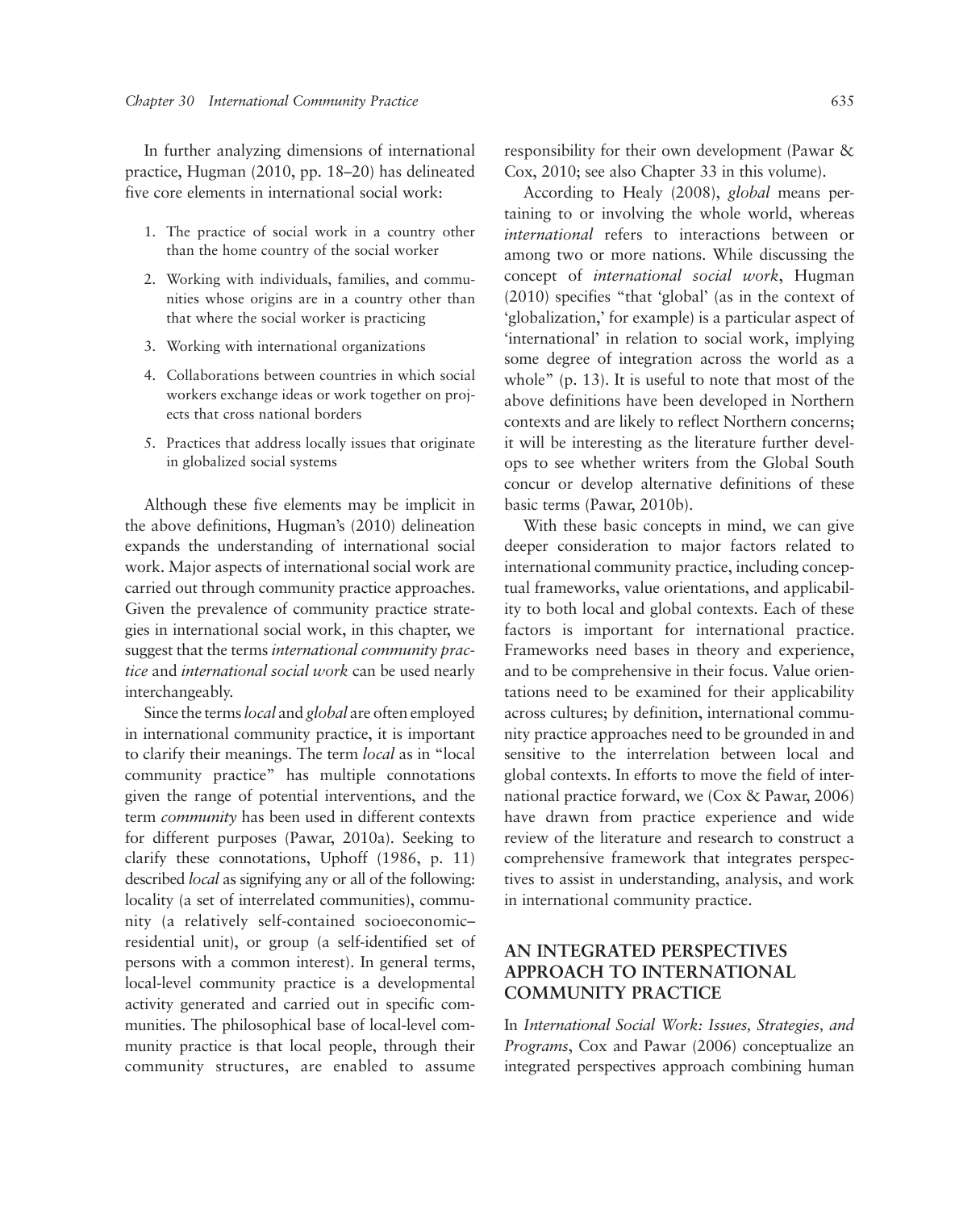In further analyzing dimensions of international practice, Hugman (2010, pp. 18–20) has delineated five core elements in international social work:

1. The practice of social work in a country other than the home country of the social worker
2. Working with individuals, families, and communities whose origins are in a country other than that where the social worker is practicing
3. Working with international organizations
4. Collaborations between countries in which social workers exchange ideas or work together on projects that cross national borders
5. Practices that address locally issues that originate in globalized social systems

Although these five elements may be implicit in the above definitions, Hugman's (2010) delineation expands the understanding of international social work. Major aspects of international social work are carried out through community practice approaches. Given the prevalence of community practice strategies in international social work, in this chapter, we suggest that the terms *international community practice* and *international social work* can be used nearly interchangeably.

Since the terms *local* and *global* are often employed in international community practice, it is important to clarify their meanings. The term *local* as in "local community practice" has multiple connotations given the range of potential interventions, and the term *community* has been used in different contexts for different purposes (Pawar, 2010a). Seeking to clarify these connotations, Uphoff (1986, p. 11) described *local* as signifying any or all of the following: locality (a set of interrelated communities), community (a relatively self-contained socioeconomic–residential unit), or group (a self-identified set of persons with a common interest). In general terms, local-level community practice is a developmental activity generated and carried out in specific communities. The philosophical base of local-level community practice is that local people, through their community structures, are enabled to assume responsibility for their own development (Pawar & Cox, 2010; see also Chapter 33 in this volume).

According to Healy (2008), *global* means pertaining to or involving the whole world, whereas *international* refers to interactions between or among two or more nations. While discussing the concept of *international social work*, Hugman (2010) specifies "that 'global' (as in the context of 'globalization,' for example) is a particular aspect of 'international' in relation to social work, implying some degree of integration across the world as a whole" (p. 13). It is useful to note that most of the above definitions have been developed in Northern contexts and are likely to reflect Northern concerns; it will be interesting as the literature further develops to see whether writers from the Global South concur or develop alternative definitions of these basic terms (Pawar, 2010b).

With these basic concepts in mind, we can give deeper consideration to major factors related to international community practice, including conceptual frameworks, value orientations, and applicability to both local and global contexts. Each of these factors is important for international practice. Frameworks need bases in theory and experience, and to be comprehensive in their focus. Value orientations need to be examined for their applicability across cultures; by definition, international community practice approaches need to be grounded in and sensitive to the interrelation between local and global contexts. In efforts to move the field of international practice forward, we (Cox & Pawar, 2006) have drawn from practice experience and wide review of the literature and research to construct a comprehensive framework that integrates perspectives to assist in understanding, analysis, and work in international community practice.

## AN INTEGRATED PERSPECTIVES APPROACH TO INTERNATIONAL COMMUNITY PRACTICE

In *International Social Work: Issues, Strategies, and Programs*, Cox and Pawar (2006) conceptualize an integrated perspectives approach combining human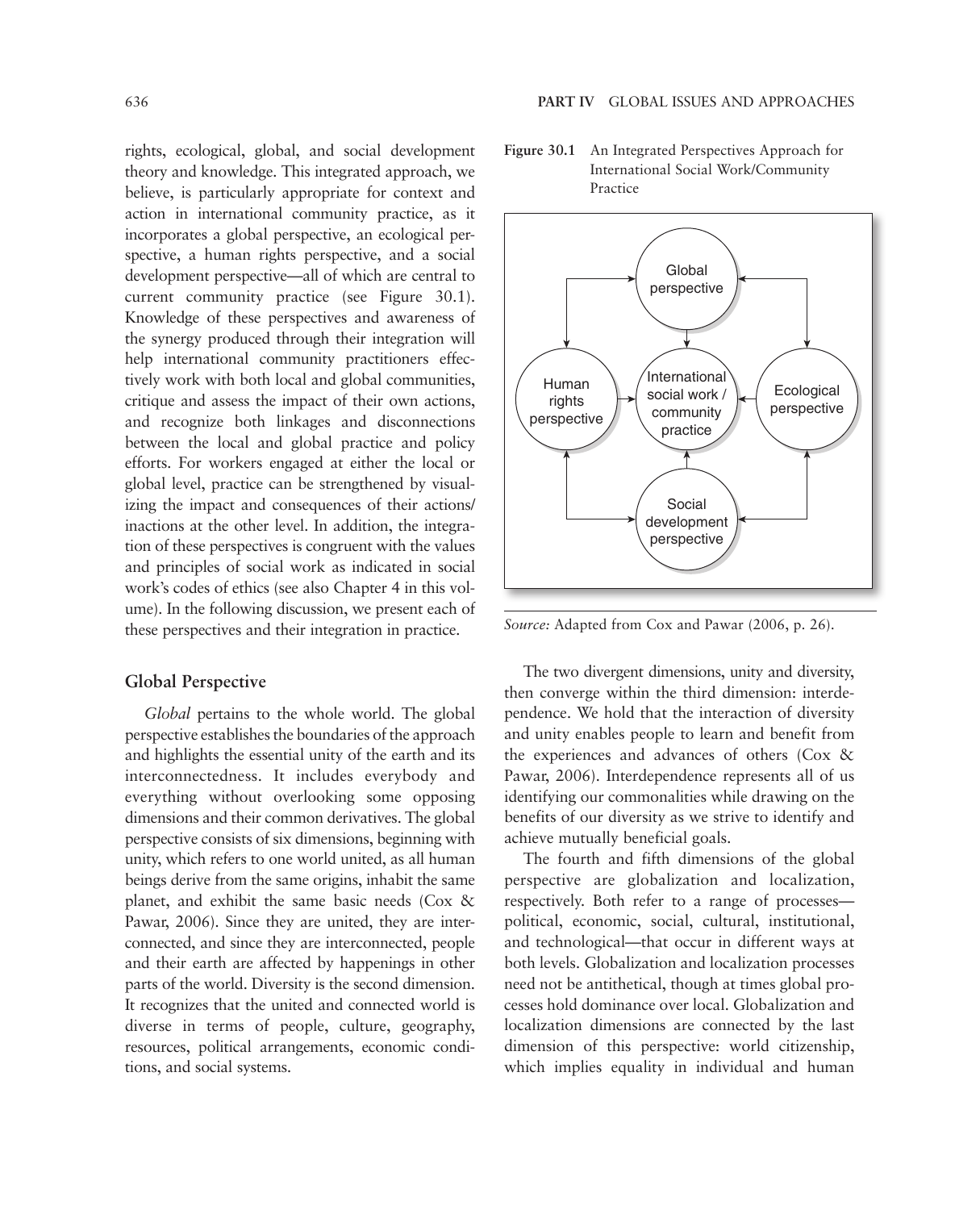rights, ecological, global, and social development theory and knowledge. This integrated approach, we believe, is particularly appropriate for context and action in international community practice, as it incorporates a global perspective, an ecological perspective, a human rights perspective, and a social development perspective—all of which are central to current community practice (see Figure 30.1). Knowledge of these perspectives and awareness of the synergy produced through their integration will help international community practitioners effectively work with both local and global communities, critique and assess the impact of their own actions, and recognize both linkages and disconnections between the local and global practice and policy efforts. For workers engaged at either the local or global level, practice can be strengthened by visualizing the impact and consequences of their actions/inactions at the other level. In addition, the integration of these perspectives is congruent with the values and principles of social work as indicated in social work's codes of ethics (see also Chapter 4 in this volume). In the following discussion, we present each of these perspectives and their integration in practice.

**Figure 30.1** An Integrated Perspectives Approach for International Social Work/Community Practice

*Source:* Adapted from Cox and Pawar (2006, p. 26).

## Global Perspective

*Global* pertains to the whole world. The global perspective establishes the boundaries of the approach and highlights the essential unity of the earth and its interconnectedness. It includes everybody and everything without overlooking some opposing dimensions and their common derivatives. The global perspective consists of six dimensions, beginning with unity, which refers to one world united, as all human beings derive from the same origins, inhabit the same planet, and exhibit the same basic needs (Cox & Pawar, 2006). Since they are united, they are interconnected, and since they are interconnected, people and their earth are affected by happenings in other parts of the world. Diversity is the second dimension. It recognizes that the united and connected world is diverse in terms of people, culture, geography, resources, political arrangements, economic conditions, and social systems.

The two divergent dimensions, unity and diversity, then converge within the third dimension: interdependence. We hold that the interaction of diversity and unity enables people to learn and benefit from the experiences and advances of others (Cox & Pawar, 2006). Interdependence represents all of us identifying our commonalities while drawing on the benefits of our diversity as we strive to identify and achieve mutually beneficial goals.

The fourth and fifth dimensions of the global perspective are globalization and localization, respectively. Both refer to a range of processes—political, economic, social, cultural, institutional, and technological—that occur in different ways at both levels. Globalization and localization processes need not be antithetical, though at times global processes hold dominance over local. Globalization and localization dimensions are connected by the last dimension of this perspective: world citizenship, which implies equality in individual and human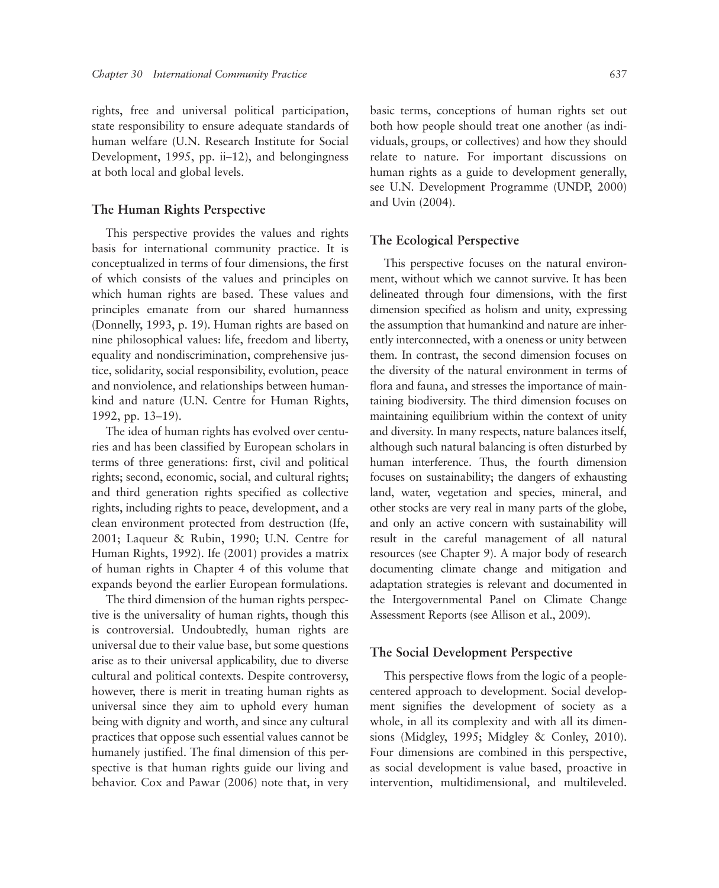rights, free and universal political participation, state responsibility to ensure adequate standards of human welfare (U.N. Research Institute for Social Development, 1995, pp. ii–12), and belongingness at both local and global levels.

### The Human Rights Perspective

This perspective provides the values and rights basis for international community practice. It is conceptualized in terms of four dimensions, the first of which consists of the values and principles on which human rights are based. These values and principles emanate from our shared humanness (Donnelly, 1993, p. 19). Human rights are based on nine philosophical values: life, freedom and liberty, equality and nondiscrimination, comprehensive justice, solidarity, social responsibility, evolution, peace and nonviolence, and relationships between humankind and nature (U.N. Centre for Human Rights, 1992, pp. 13–19).

The idea of human rights has evolved over centuries and has been classified by European scholars in terms of three generations: first, civil and political rights; second, economic, social, and cultural rights; and third generation rights specified as collective rights, including rights to peace, development, and a clean environment protected from destruction (Ife, 2001; Laqueur & Rubin, 1990; U.N. Centre for Human Rights, 1992). Ife (2001) provides a matrix of human rights in Chapter 4 of this volume that expands beyond the earlier European formulations.

The third dimension of the human rights perspective is the universality of human rights, though this is controversial. Undoubtedly, human rights are universal due to their value base, but some questions arise as to their universal applicability, due to diverse cultural and political contexts. Despite controversy, however, there is merit in treating human rights as universal since they aim to uphold every human being with dignity and worth, and since any cultural practices that oppose such essential values cannot be humanely justified. The final dimension of this perspective is that human rights guide our living and behavior. Cox and Pawar (2006) note that, in very basic terms, conceptions of human rights set out both how people should treat one another (as individuals, groups, or collectives) and how they should relate to nature. For important discussions on human rights as a guide to development generally, see U.N. Development Programme (UNDP, 2000) and Uvin (2004).

### The Ecological Perspective

This perspective focuses on the natural environment, without which we cannot survive. It has been delineated through four dimensions, with the first dimension specified as holism and unity, expressing the assumption that humankind and nature are inherently interconnected, with a oneness or unity between them. In contrast, the second dimension focuses on the diversity of the natural environment in terms of flora and fauna, and stresses the importance of maintaining biodiversity. The third dimension focuses on maintaining equilibrium within the context of unity and diversity. In many respects, nature balances itself, although such natural balancing is often disturbed by human interference. Thus, the fourth dimension focuses on sustainability; the dangers of exhausting land, water, vegetation and species, mineral, and other stocks are very real in many parts of the globe, and only an active concern with sustainability will result in the careful management of all natural resources (see Chapter 9). A major body of research documenting climate change and mitigation and adaptation strategies is relevant and documented in the Intergovernmental Panel on Climate Change Assessment Reports (see Allison et al., 2009).

### The Social Development Perspective

This perspective flows from the logic of a people-centered approach to development. Social development signifies the development of society as a whole, in all its complexity and with all its dimensions (Midgley, 1995; Midgley & Conley, 2010). Four dimensions are combined in this perspective, as social development is value based, proactive in intervention, multidimensional, and multileveled.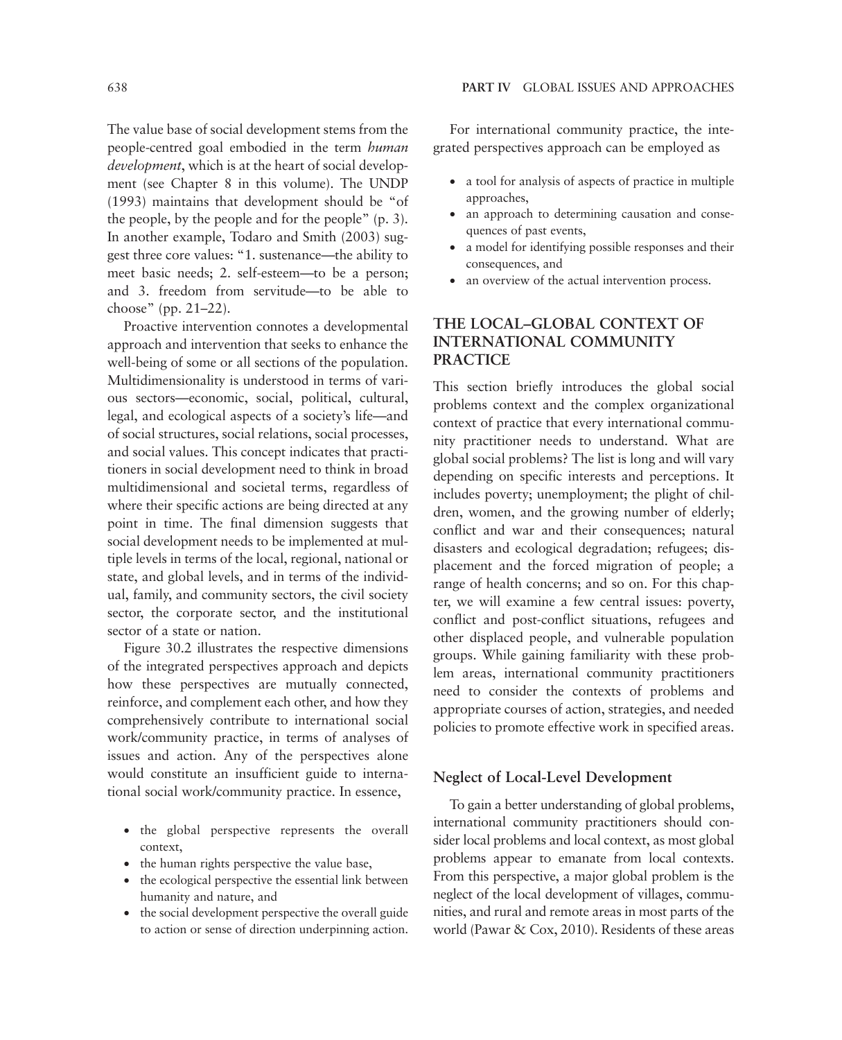The value base of social development stems from the people-centred goal embodied in the term *human development*, which is at the heart of social development (see Chapter 8 in this volume). The UNDP (1993) maintains that development should be "of the people, by the people and for the people" (p. 3). In another example, Todaro and Smith (2003) suggest three core values: "1. sustenance—the ability to meet basic needs; 2. self-esteem—to be a person; and 3. freedom from servitude—to be able to choose" (pp. 21–22).

Proactive intervention connotes a developmental approach and intervention that seeks to enhance the well-being of some or all sections of the population. Multidimensionality is understood in terms of various sectors—economic, social, political, cultural, legal, and ecological aspects of a society's life—and of social structures, social relations, social processes, and social values. This concept indicates that practitioners in social development need to think in broad multidimensional and societal terms, regardless of where their specific actions are being directed at any point in time. The final dimension suggests that social development needs to be implemented at multiple levels in terms of the local, regional, national or state, and global levels, and in terms of the individual, family, and community sectors, the civil society sector, the corporate sector, and the institutional sector of a state or nation.

Figure 30.2 illustrates the respective dimensions of the integrated perspectives approach and depicts how these perspectives are mutually connected, reinforce, and complement each other, and how they comprehensively contribute to international social work/community practice, in terms of analyses of issues and action. Any of the perspectives alone would constitute an insufficient guide to international social work/community practice. In essence,

- the global perspective represents the overall context,
- the human rights perspective the value base,
- the ecological perspective the essential link between humanity and nature, and
- the social development perspective the overall guide to action or sense of direction underpinning action.

For international community practice, the integrated perspectives approach can be employed as

- a tool for analysis of aspects of practice in multiple approaches,
- an approach to determining causation and consequences of past events,
- a model for identifying possible responses and their consequences, and
- an overview of the actual intervention process.

## THE LOCAL–GLOBAL CONTEXT OF INTERNATIONAL COMMUNITY PRACTICE

This section briefly introduces the global social problems context and the complex organizational context of practice that every international community practitioner needs to understand. What are global social problems? The list is long and will vary depending on specific interests and perceptions. It includes poverty; unemployment; the plight of children, women, and the growing number of elderly; conflict and war and their consequences; natural disasters and ecological degradation; refugees; displacement and the forced migration of people; a range of health concerns; and so on. For this chapter, we will examine a few central issues: poverty, conflict and post-conflict situations, refugees and other displaced people, and vulnerable population groups. While gaining familiarity with these problem areas, international community practitioners need to consider the contexts of problems and appropriate courses of action, strategies, and needed policies to promote effective work in specified areas.

### Neglect of Local-Level Development

To gain a better understanding of global problems, international community practitioners should consider local problems and local context, as most global problems appear to emanate from local contexts. From this perspective, a major global problem is the neglect of the local development of villages, communities, and rural and remote areas in most parts of the world (Pawar & Cox, 2010). Residents of these areas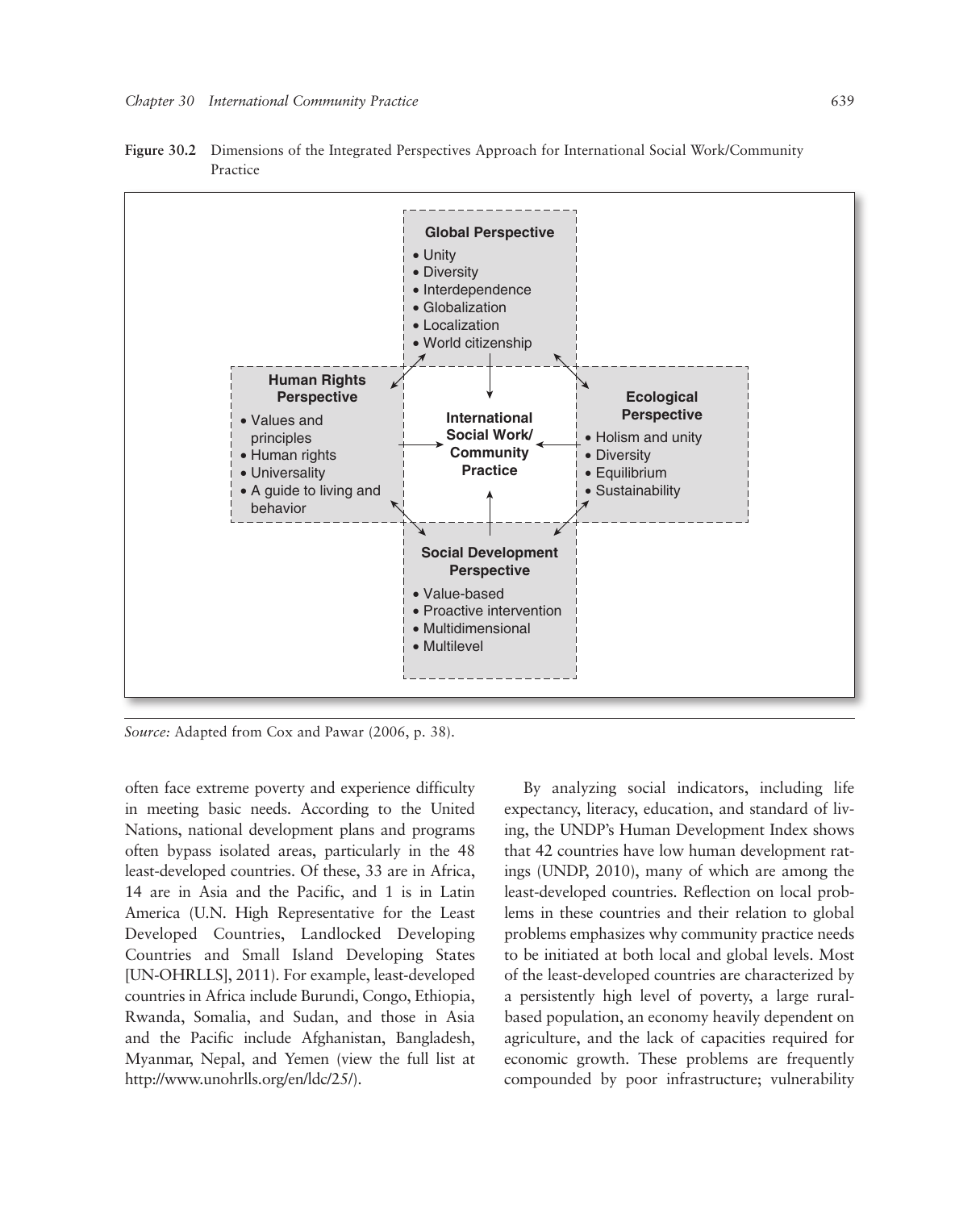**Figure 30.2** Dimensions of the Integrated Perspectives Approach for International Social Work/Community Practice

**Global Perspective**
- Unity
- Diversity
- Interdependence
- Globalization
- Localization
- World citizenship

**Human Rights Perspective**
- Values and principles
- Human rights
- Universality
- A guide to living and behavior

**International Social Work/ Community Practice**

**Ecological Perspective**
- Holism and unity
- Diversity
- Equilibrium
- Sustainability

**Social Development Perspective**
- Value-based
- Proactive intervention
- Multidimensional
- Multilevel

*Source:* Adapted from Cox and Pawar (2006, p. 38).

often face extreme poverty and experience difficulty in meeting basic needs. According to the United Nations, national development plans and programs often bypass isolated areas, particularly in the 48 least-developed countries. Of these, 33 are in Africa, 14 are in Asia and the Pacific, and 1 is in Latin America (U.N. High Representative for the Least Developed Countries, Landlocked Developing Countries and Small Island Developing States [UN-OHRLLS], 2011). For example, least-developed countries in Africa include Burundi, Congo, Ethiopia, Rwanda, Somalia, and Sudan, and those in Asia and the Pacific include Afghanistan, Bangladesh, Myanmar, Nepal, and Yemen (view the full list at http://www.unohrlls.org/en/ldc/25/).

By analyzing social indicators, including life expectancy, literacy, education, and standard of living, the UNDP's Human Development Index shows that 42 countries have low human development ratings (UNDP, 2010), many of which are among the least-developed countries. Reflection on local problems in these countries and their relation to global problems emphasizes why community practice needs to be initiated at both local and global levels. Most of the least-developed countries are characterized by a persistently high level of poverty, a large rural-based population, an economy heavily dependent on agriculture, and the lack of capacities required for economic growth. These problems are frequently compounded by poor infrastructure; vulnerability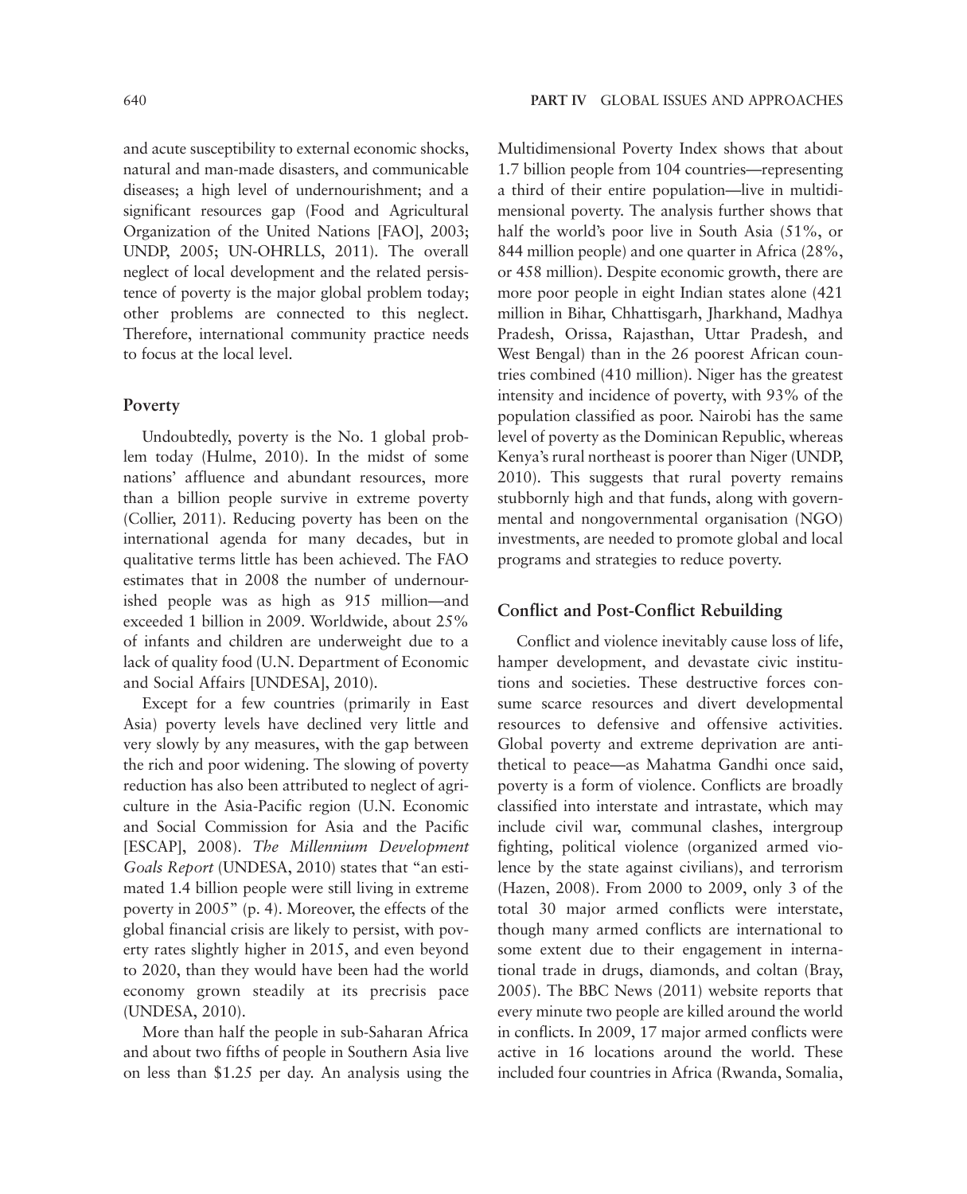and acute susceptibility to external economic shocks, natural and man-made disasters, and communicable diseases; a high level of undernourishment; and a significant resources gap (Food and Agricultural Organization of the United Nations [FAO], 2003; UNDP, 2005; UN-OHRLLS, 2011). The overall neglect of local development and the related persistence of poverty is the major global problem today; other problems are connected to this neglect. Therefore, international community practice needs to focus at the local level.

### Poverty

Undoubtedly, poverty is the No. 1 global problem today (Hulme, 2010). In the midst of some nations' affluence and abundant resources, more than a billion people survive in extreme poverty (Collier, 2011). Reducing poverty has been on the international agenda for many decades, but in qualitative terms little has been achieved. The FAO estimates that in 2008 the number of undernourished people was as high as 915 million—and exceeded 1 billion in 2009. Worldwide, about 25% of infants and children are underweight due to a lack of quality food (U.N. Department of Economic and Social Affairs [UNDESA], 2010).

Except for a few countries (primarily in East Asia) poverty levels have declined very little and very slowly by any measures, with the gap between the rich and poor widening. The slowing of poverty reduction has also been attributed to neglect of agriculture in the Asia-Pacific region (U.N. Economic and Social Commission for Asia and the Pacific [ESCAP], 2008). *The Millennium Development Goals Report* (UNDESA, 2010) states that "an estimated 1.4 billion people were still living in extreme poverty in 2005" (p. 4). Moreover, the effects of the global financial crisis are likely to persist, with poverty rates slightly higher in 2015, and even beyond to 2020, than they would have been had the world economy grown steadily at its precrisis pace (UNDESA, 2010).

More than half the people in sub-Saharan Africa and about two fifths of people in Southern Asia live on less than $1.25 per day. An analysis using the Multidimensional Poverty Index shows that about 1.7 billion people from 104 countries—representing a third of their entire population—live in multidimensional poverty. The analysis further shows that half the world's poor live in South Asia (51%, or 844 million people) and one quarter in Africa (28%, or 458 million). Despite economic growth, there are more poor people in eight Indian states alone (421 million in Bihar, Chhattisgarh, Jharkhand, Madhya Pradesh, Orissa, Rajasthan, Uttar Pradesh, and West Bengal) than in the 26 poorest African countries combined (410 million). Niger has the greatest intensity and incidence of poverty, with 93% of the population classified as poor. Nairobi has the same level of poverty as the Dominican Republic, whereas Kenya's rural northeast is poorer than Niger (UNDP, 2010). This suggests that rural poverty remains stubbornly high and that funds, along with governmental and nongovernmental organisation (NGO) investments, are needed to promote global and local programs and strategies to reduce poverty.

### Conflict and Post-Conflict Rebuilding

Conflict and violence inevitably cause loss of life, hamper development, and devastate civic institutions and societies. These destructive forces consume scarce resources and divert developmental resources to defensive and offensive activities. Global poverty and extreme deprivation are antithetical to peace—as Mahatma Gandhi once said, poverty is a form of violence. Conflicts are broadly classified into interstate and intrastate, which may include civil war, communal clashes, intergroup fighting, political violence (organized armed violence by the state against civilians), and terrorism (Hazen, 2008). From 2000 to 2009, only 3 of the total 30 major armed conflicts were interstate, though many armed conflicts are international to some extent due to their engagement in international trade in drugs, diamonds, and coltan (Bray, 2005). The BBC News (2011) website reports that every minute two people are killed around the world in conflicts. In 2009, 17 major armed conflicts were active in 16 locations around the world. These included four countries in Africa (Rwanda, Somalia,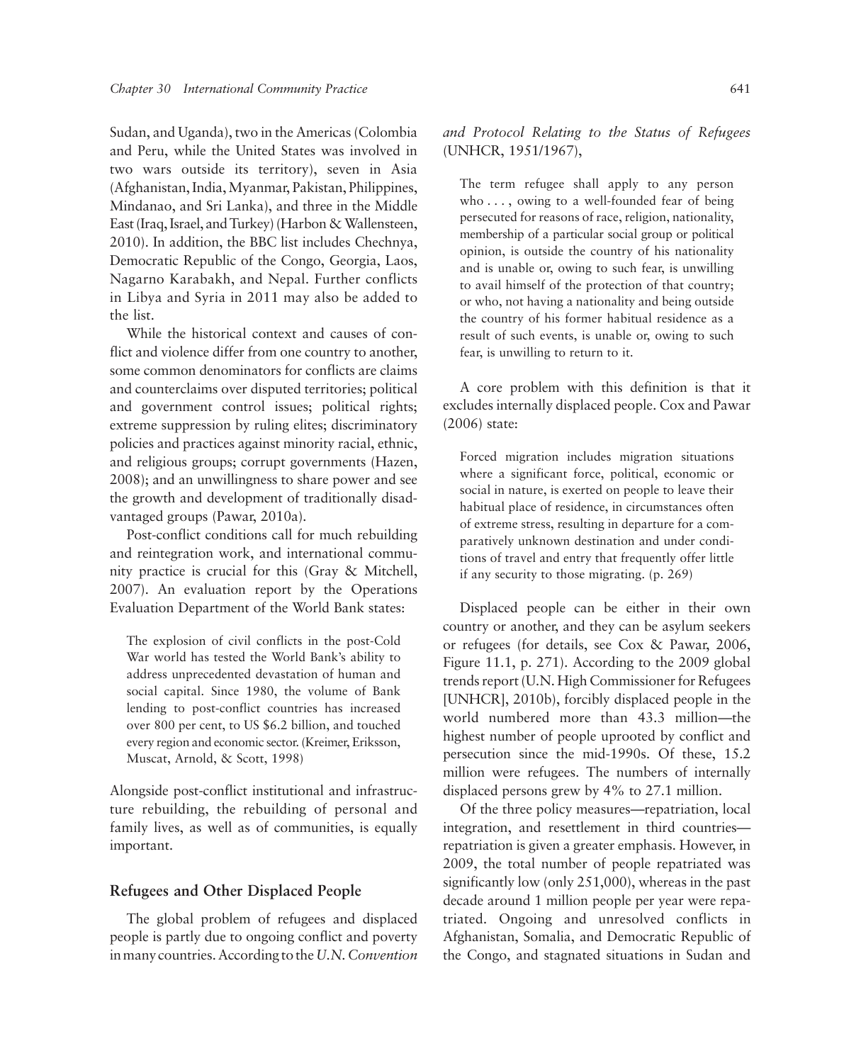Sudan, and Uganda), two in the Americas (Colombia and Peru, while the United States was involved in two wars outside its territory), seven in Asia (Afghanistan, India, Myanmar, Pakistan, Philippines, Mindanao, and Sri Lanka), and three in the Middle East (Iraq, Israel, and Turkey) (Harbon & Wallensteen, 2010). In addition, the BBC list includes Chechnya, Democratic Republic of the Congo, Georgia, Laos, Nagarno Karabakh, and Nepal. Further conflicts in Libya and Syria in 2011 may also be added to the list.

While the historical context and causes of conflict and violence differ from one country to another, some common denominators for conflicts are claims and counterclaims over disputed territories; political and government control issues; political rights; extreme suppression by ruling elites; discriminatory policies and practices against minority racial, ethnic, and religious groups; corrupt governments (Hazen, 2008); and an unwillingness to share power and see the growth and development of traditionally disadvantaged groups (Pawar, 2010a).

Post-conflict conditions call for much rebuilding and reintegration work, and international community practice is crucial for this (Gray & Mitchell, 2007). An evaluation report by the Operations Evaluation Department of the World Bank states:

> The explosion of civil conflicts in the post-Cold War world has tested the World Bank's ability to address unprecedented devastation of human and social capital. Since 1980, the volume of Bank lending to post-conflict countries has increased over 800 per cent, to US $6.2 billion, and touched every region and economic sector. (Kreimer, Eriksson, Muscat, Arnold, & Scott, 1998)

Alongside post-conflict institutional and infrastructure rebuilding, the rebuilding of personal and family lives, as well as of communities, is equally important.

### Refugees and Other Displaced People

The global problem of refugees and displaced people is partly due to ongoing conflict and poverty in many countries. According to the *U.N. Convention and Protocol Relating to the Status of Refugees* (UNHCR, 1951/1967),

> The term refugee shall apply to any person who . . . , owing to a well-founded fear of being persecuted for reasons of race, religion, nationality, membership of a particular social group or political opinion, is outside the country of his nationality and is unable or, owing to such fear, is unwilling to avail himself of the protection of that country; or who, not having a nationality and being outside the country of his former habitual residence as a result of such events, is unable or, owing to such fear, is unwilling to return to it.

A core problem with this definition is that it excludes internally displaced people. Cox and Pawar (2006) state:

> Forced migration includes migration situations where a significant force, political, economic or social in nature, is exerted on people to leave their habitual place of residence, in circumstances often of extreme stress, resulting in departure for a comparatively unknown destination and under conditions of travel and entry that frequently offer little if any security to those migrating. (p. 269)

Displaced people can be either in their own country or another, and they can be asylum seekers or refugees (for details, see Cox & Pawar, 2006, Figure 11.1, p. 271). According to the 2009 global trends report (U.N. High Commissioner for Refugees [UNHCR], 2010b), forcibly displaced people in the world numbered more than 43.3 million—the highest number of people uprooted by conflict and persecution since the mid-1990s. Of these, 15.2 million were refugees. The numbers of internally displaced persons grew by 4% to 27.1 million.

Of the three policy measures—repatriation, local integration, and resettlement in third countries—repatriation is given a greater emphasis. However, in 2009, the total number of people repatriated was significantly low (only 251,000), whereas in the past decade around 1 million people per year were repatriated. Ongoing and unresolved conflicts in Afghanistan, Somalia, and Democratic Republic of the Congo, and stagnated situations in Sudan and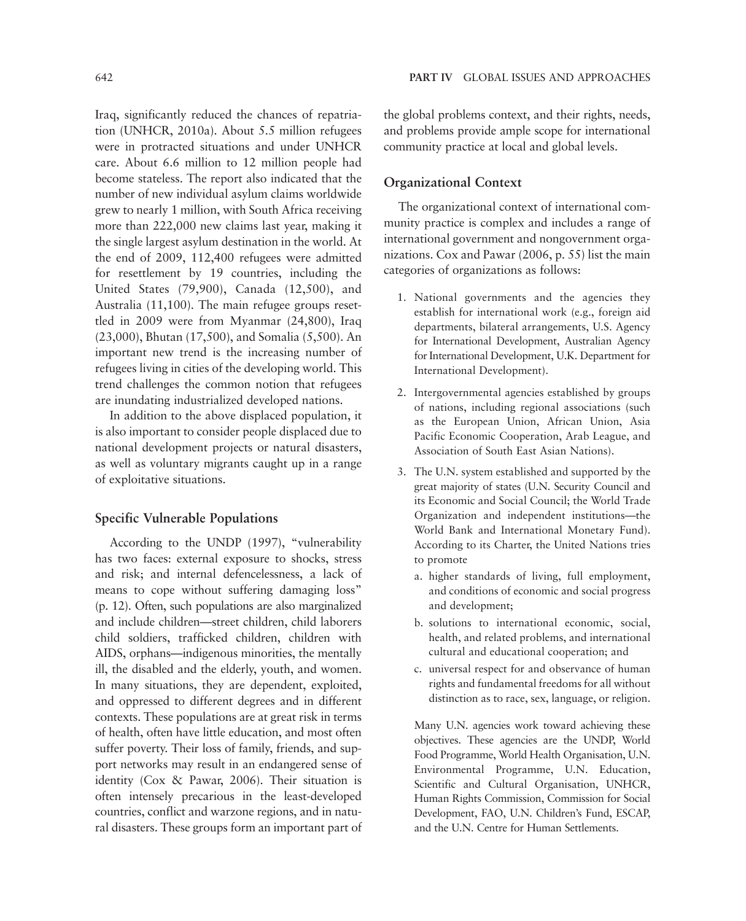Iraq, significantly reduced the chances of repatriation (UNHCR, 2010a). About 5.5 million refugees were in protracted situations and under UNHCR care. About 6.6 million to 12 million people had become stateless. The report also indicated that the number of new individual asylum claims worldwide grew to nearly 1 million, with South Africa receiving more than 222,000 new claims last year, making it the single largest asylum destination in the world. At the end of 2009, 112,400 refugees were admitted for resettlement by 19 countries, including the United States (79,900), Canada (12,500), and Australia (11,100). The main refugee groups resettled in 2009 were from Myanmar (24,800), Iraq (23,000), Bhutan (17,500), and Somalia (5,500). An important new trend is the increasing number of refugees living in cities of the developing world. This trend challenges the common notion that refugees are inundating industrialized developed nations.

In addition to the above displaced population, it is also important to consider people displaced due to national development projects or natural disasters, as well as voluntary migrants caught up in a range of exploitative situations.

### Specific Vulnerable Populations

According to the UNDP (1997), "vulnerability has two faces: external exposure to shocks, stress and risk; and internal defencelessness, a lack of means to cope without suffering damaging loss" (p. 12). Often, such populations are also marginalized and include children—street children, child laborers child soldiers, trafficked children, children with AIDS, orphans—indigenous minorities, the mentally ill, the disabled and the elderly, youth, and women. In many situations, they are dependent, exploited, and oppressed to different degrees and in different contexts. These populations are at great risk in terms of health, often have little education, and most often suffer poverty. Their loss of family, friends, and support networks may result in an endangered sense of identity (Cox & Pawar, 2006). Their situation is often intensely precarious in the least-developed countries, conflict and warzone regions, and in natural disasters. These groups form an important part of the global problems context, and their rights, needs, and problems provide ample scope for international community practice at local and global levels.

### Organizational Context

The organizational context of international community practice is complex and includes a range of international government and nongovernment organizations. Cox and Pawar (2006, p. 55) list the main categories of organizations as follows:

1. National governments and the agencies they establish for international work (e.g., foreign aid departments, bilateral arrangements, U.S. Agency for International Development, Australian Agency for International Development, U.K. Department for International Development).
2. Intergovernmental agencies established by groups of nations, including regional associations (such as the European Union, African Union, Asia Pacific Economic Cooperation, Arab League, and Association of South East Asian Nations).
3. The U.N. system established and supported by the great majority of states (U.N. Security Council and its Economic and Social Council; the World Trade Organization and independent institutions—the World Bank and International Monetary Fund). According to its Charter, the United Nations tries to promote
   a. higher standards of living, full employment, and conditions of economic and social progress and development;
   b. solutions to international economic, social, health, and related problems, and international cultural and educational cooperation; and
   c. universal respect for and observance of human rights and fundamental freedoms for all without distinction as to race, sex, language, or religion.

   Many U.N. agencies work toward achieving these objectives. These agencies are the UNDP, World Food Programme, World Health Organisation, U.N. Environmental Programme, U.N. Education, Scientific and Cultural Organisation, UNHCR, Human Rights Commission, Commission for Social Development, FAO, U.N. Children's Fund, ESCAP, and the U.N. Centre for Human Settlements.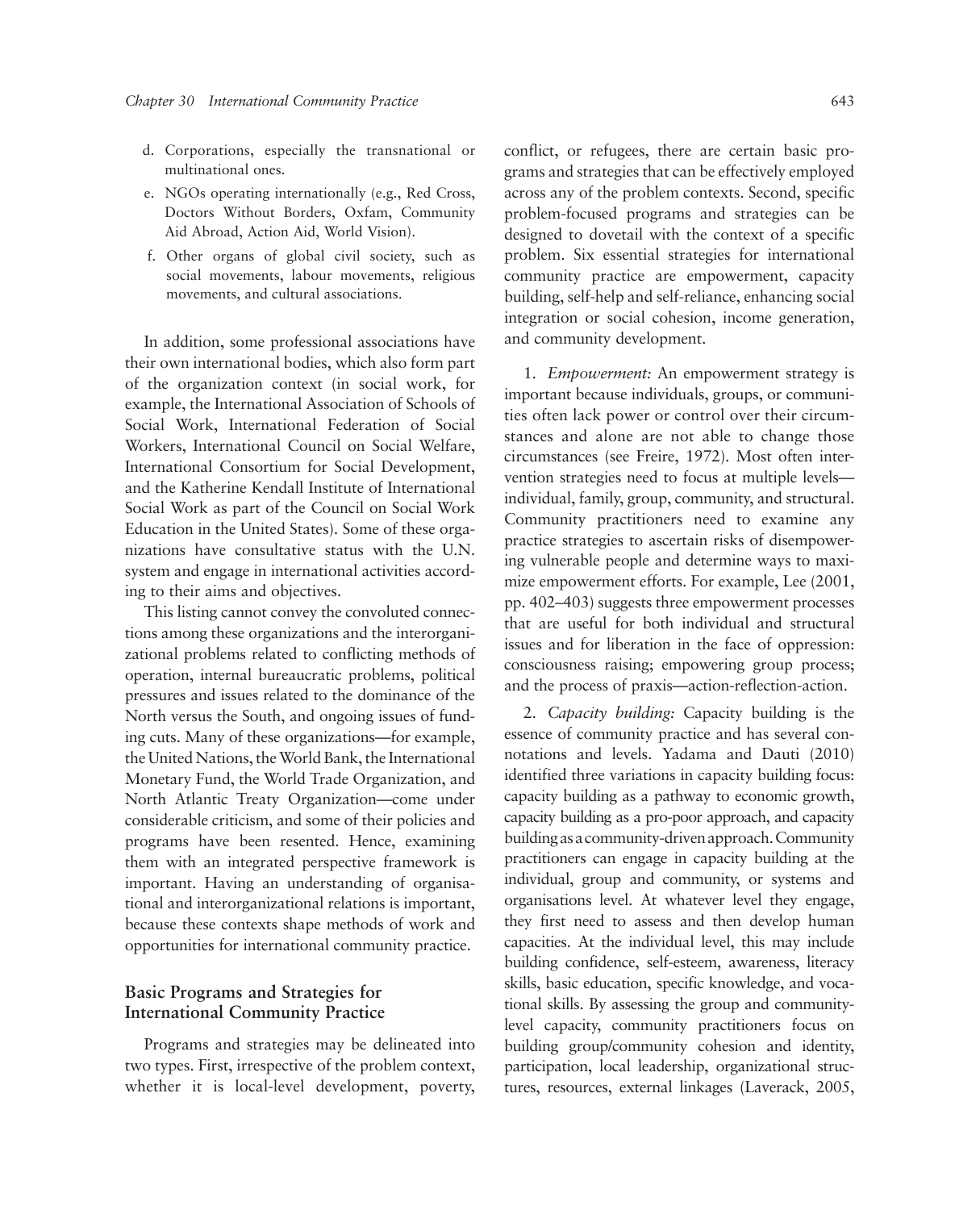d. Corporations, especially the transnational or multinational ones.

e. NGOs operating internationally (e.g., Red Cross, Doctors Without Borders, Oxfam, Community Aid Abroad, Action Aid, World Vision).

f. Other organs of global civil society, such as social movements, labour movements, religious movements, and cultural associations.

In addition, some professional associations have their own international bodies, which also form part of the organization context (in social work, for example, the International Association of Schools of Social Work, International Federation of Social Workers, International Council on Social Welfare, International Consortium for Social Development, and the Katherine Kendall Institute of International Social Work as part of the Council on Social Work Education in the United States). Some of these organizations have consultative status with the U.N. system and engage in international activities according to their aims and objectives.

This listing cannot convey the convoluted connections among these organizations and the interorganizational problems related to conflicting methods of operation, internal bureaucratic problems, political pressures and issues related to the dominance of the North versus the South, and ongoing issues of funding cuts. Many of these organizations—for example, the United Nations, the World Bank, the International Monetary Fund, the World Trade Organization, and North Atlantic Treaty Organization—come under considerable criticism, and some of their policies and programs have been resented. Hence, examining them with an integrated perspective framework is important. Having an understanding of organisational and interorganizational relations is important, because these contexts shape methods of work and opportunities for international community practice.

## Basic Programs and Strategies for International Community Practice

Programs and strategies may be delineated into two types. First, irrespective of the problem context, whether it is local-level development, poverty, conflict, or refugees, there are certain basic programs and strategies that can be effectively employed across any of the problem contexts. Second, specific problem-focused programs and strategies can be designed to dovetail with the context of a specific problem. Six essential strategies for international community practice are empowerment, capacity building, self-help and self-reliance, enhancing social integration or social cohesion, income generation, and community development.

1. *Empowerment:* An empowerment strategy is important because individuals, groups, or communities often lack power or control over their circumstances and alone are not able to change those circumstances (see Freire, 1972). Most often intervention strategies need to focus at multiple levels—individual, family, group, community, and structural. Community practitioners need to examine any practice strategies to ascertain risks of disempowering vulnerable people and determine ways to maximize empowerment efforts. For example, Lee (2001, pp. 402–403) suggests three empowerment processes that are useful for both individual and structural issues and for liberation in the face of oppression: consciousness raising; empowering group process; and the process of praxis—action-reflection-action.

2. *Capacity building:* Capacity building is the essence of community practice and has several connotations and levels. Yadama and Dauti (2010) identified three variations in capacity building focus: capacity building as a pathway to economic growth, capacity building as a pro-poor approach, and capacity building as a community-driven approach. Community practitioners can engage in capacity building at the individual, group and community, or systems and organisations level. At whatever level they engage, they first need to assess and then develop human capacities. At the individual level, this may include building confidence, self-esteem, awareness, literacy skills, basic education, specific knowledge, and vocational skills. By assessing the group and community-level capacity, community practitioners focus on building group/community cohesion and identity, participation, local leadership, organizational structures, resources, external linkages (Laverack, 2005,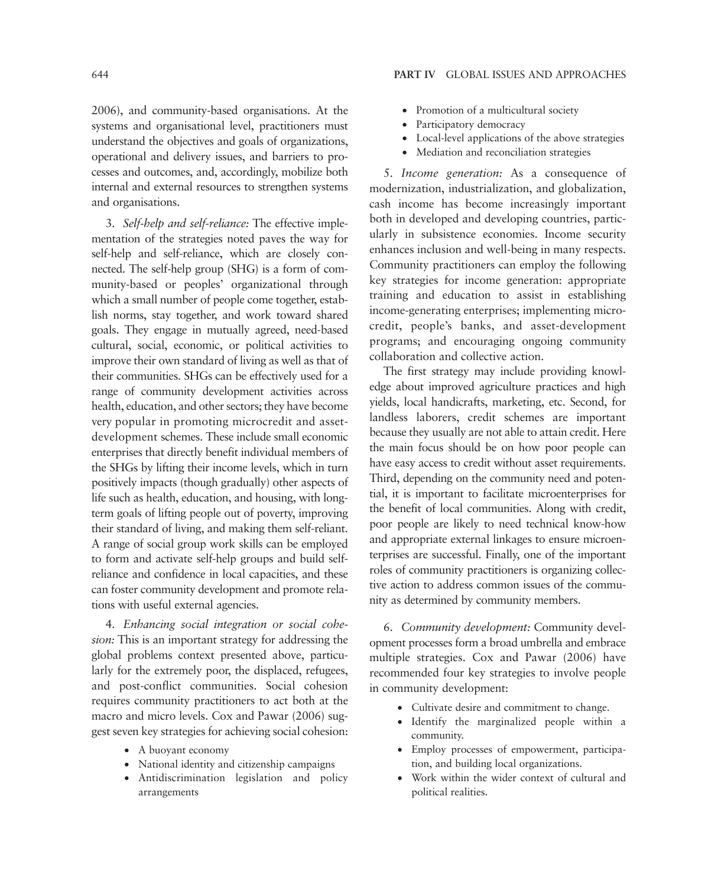2006), and community-based organisations. At the systems and organisational level, practitioners must understand the objectives and goals of organizations, operational and delivery issues, and barriers to processes and outcomes, and, accordingly, mobilize both internal and external resources to strengthen systems and organisations.

3. *Self-help and self-reliance:* The effective implementation of the strategies noted paves the way for self-help and self-reliance, which are closely connected. The self-help group (SHG) is a form of community-based or peoples' organizational through which a small number of people come together, establish norms, stay together, and work toward shared goals. They engage in mutually agreed, need-based cultural, social, economic, or political activities to improve their own standard of living as well as that of their communities. SHGs can be effectively used for a range of community development activities across health, education, and other sectors; they have become very popular in promoting microcredit and asset-development schemes. These include small economic enterprises that directly benefit individual members of the SHGs by lifting their income levels, which in turn positively impacts (though gradually) other aspects of life such as health, education, and housing, with long-term goals of lifting people out of poverty, improving their standard of living, and making them self-reliant. A range of social group work skills can be employed to form and activate self-help groups and build self-reliance and confidence in local capacities, and these can foster community development and promote relations with useful external agencies.

4. *Enhancing social integration or social cohesion:* This is an important strategy for addressing the global problems context presented above, particularly for the extremely poor, the displaced, refugees, and post-conflict communities. Social cohesion requires community practitioners to act both at the macro and micro levels. Cox and Pawar (2006) suggest seven key strategies for achieving social cohesion:

- A buoyant economy
- National identity and citizenship campaigns
- Antidiscrimination legislation and policy arrangements
- Promotion of a multicultural society
- Participatory democracy
- Local-level applications of the above strategies
- Mediation and reconciliation strategies

5. *Income generation:* As a consequence of modernization, industrialization, and globalization, cash income has become increasingly important both in developed and developing countries, particularly in subsistence economies. Income security enhances inclusion and well-being in many respects. Community practitioners can employ the following key strategies for income generation: appropriate training and education to assist in establishing income-generating enterprises; implementing microcredit, people's banks, and asset-development programs; and encouraging ongoing community collaboration and collective action.

The first strategy may include providing knowledge about improved agriculture practices and high yields, local handicrafts, marketing, etc. Second, for landless laborers, credit schemes are important because they usually are not able to attain credit. Here the main focus should be on how poor people can have easy access to credit without asset requirements. Third, depending on the community need and potential, it is important to facilitate microenterprises for the benefit of local communities. Along with credit, poor people are likely to need technical know-how and appropriate external linkages to ensure microenterprises are successful. Finally, one of the important roles of community practitioners is organizing collective action to address common issues of the community as determined by community members.

6. *Community development:* Community development processes form a broad umbrella and embrace multiple strategies. Cox and Pawar (2006) have recommended four key strategies to involve people in community development:

- Cultivate desire and commitment to change.
- Identify the marginalized people within a community.
- Employ processes of empowerment, participation, and building local organizations.
- Work within the wider context of cultural and political realities.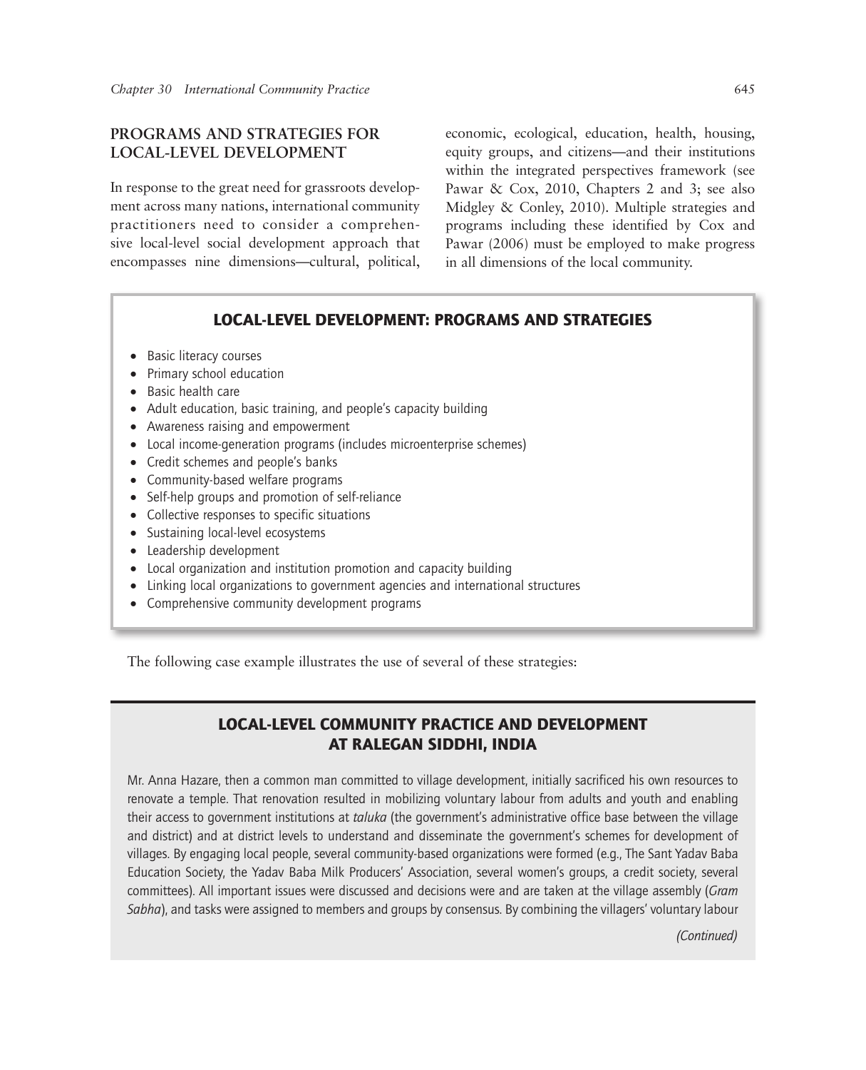## PROGRAMS AND STRATEGIES FOR LOCAL-LEVEL DEVELOPMENT

In response to the great need for grassroots development across many nations, international community practitioners need to consider a comprehensive local-level social development approach that encompasses nine dimensions—cultural, political, economic, ecological, education, health, housing, equity groups, and citizens—and their institutions within the integrated perspectives framework (see Pawar & Cox, 2010, Chapters 2 and 3; see also Midgley & Conley, 2010). Multiple strategies and programs including these identified by Cox and Pawar (2006) must be employed to make progress in all dimensions of the local community.

### LOCAL-LEVEL DEVELOPMENT: PROGRAMS AND STRATEGIES

- Basic literacy courses
- Primary school education
- Basic health care
- Adult education, basic training, and people's capacity building
- Awareness raising and empowerment
- Local income-generation programs (includes microenterprise schemes)
- Credit schemes and people's banks
- Community-based welfare programs
- Self-help groups and promotion of self-reliance
- Collective responses to specific situations
- Sustaining local-level ecosystems
- Leadership development
- Local organization and institution promotion and capacity building
- Linking local organizations to government agencies and international structures
- Comprehensive community development programs

The following case example illustrates the use of several of these strategies:

### LOCAL-LEVEL COMMUNITY PRACTICE AND DEVELOPMENT AT RALEGAN SIDDHI, INDIA

Mr. Anna Hazare, then a common man committed to village development, initially sacrificed his own resources to renovate a temple. That renovation resulted in mobilizing voluntary labour from adults and youth and enabling their access to government institutions at *taluka* (the government's administrative office base between the village and district) and at district levels to understand and disseminate the government's schemes for development of villages. By engaging local people, several community-based organizations were formed (e.g., The Sant Yadav Baba Education Society, the Yadav Baba Milk Producers' Association, several women's groups, a credit society, several committees). All important issues were discussed and decisions were and are taken at the village assembly (*Gram Sabha*), and tasks were assigned to members and groups by consensus. By combining the villagers' voluntary labour

*(Continued)*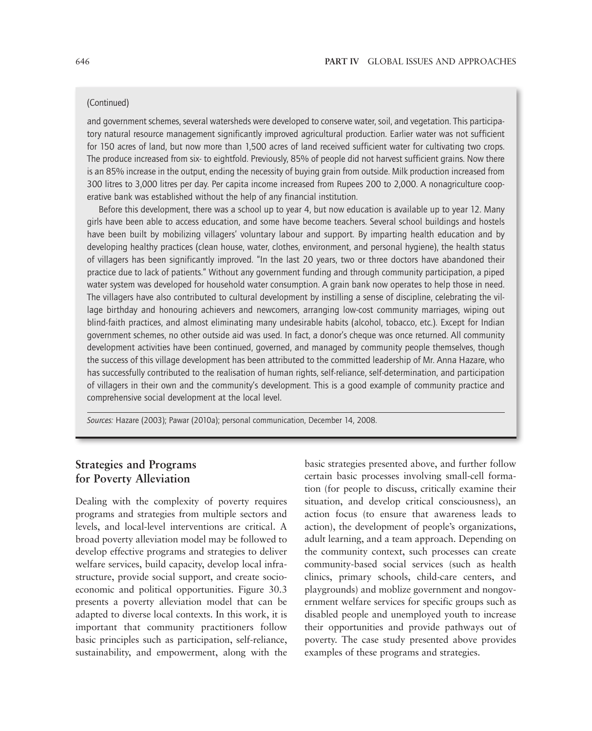(Continued)

and government schemes, several watersheds were developed to conserve water, soil, and vegetation. This participatory natural resource management significantly improved agricultural production. Earlier water was not sufficient for 150 acres of land, but now more than 1,500 acres of land received sufficient water for cultivating two crops. The produce increased from six- to eightfold. Previously, 85% of people did not harvest sufficient grains. Now there is an 85% increase in the output, ending the necessity of buying grain from outside. Milk production increased from 300 litres to 3,000 litres per day. Per capita income increased from Rupees 200 to 2,000. A nonagriculture cooperative bank was established without the help of any financial institution.

Before this development, there was a school up to year 4, but now education is available up to year 12. Many girls have been able to access education, and some have become teachers. Several school buildings and hostels have been built by mobilizing villagers' voluntary labour and support. By imparting health education and by developing healthy practices (clean house, water, clothes, environment, and personal hygiene), the health status of villagers has been significantly improved. "In the last 20 years, two or three doctors have abandoned their practice due to lack of patients." Without any government funding and through community participation, a piped water system was developed for household water consumption. A grain bank now operates to help those in need. The villagers have also contributed to cultural development by instilling a sense of discipline, celebrating the village birthday and honouring achievers and newcomers, arranging low-cost community marriages, wiping out blind-faith practices, and almost eliminating many undesirable habits (alcohol, tobacco, etc.). Except for Indian government schemes, no other outside aid was used. In fact, a donor's cheque was once returned. All community development activities have been continued, governed, and managed by community people themselves, though the success of this village development has been attributed to the committed leadership of Mr. Anna Hazare, who has successfully contributed to the realisation of human rights, self-reliance, self-determination, and participation of villagers in their own and the community's development. This is a good example of community practice and comprehensive social development at the local level.

*Sources:* Hazare (2003); Pawar (2010a); personal communication, December 14, 2008.

## Strategies and Programs for Poverty Alleviation

Dealing with the complexity of poverty requires programs and strategies from multiple sectors and levels, and local-level interventions are critical. A broad poverty alleviation model may be followed to develop effective programs and strategies to deliver welfare services, build capacity, develop local infrastructure, provide social support, and create socioeconomic and political opportunities. Figure 30.3 presents a poverty alleviation model that can be adapted to diverse local contexts. In this work, it is important that community practitioners follow basic principles such as participation, self-reliance, sustainability, and empowerment, along with the basic strategies presented above, and further follow certain basic processes involving small-cell formation (for people to discuss, critically examine their situation, and develop critical consciousness), an action focus (to ensure that awareness leads to action), the development of people's organizations, adult learning, and a team approach. Depending on the community context, such processes can create community-based social services (such as health clinics, primary schools, child-care centers, and playgrounds) and moblize government and nongovernment welfare services for specific groups such as disabled people and unemployed youth to increase their opportunities and provide pathways out of poverty. The case study presented above provides examples of these programs and strategies.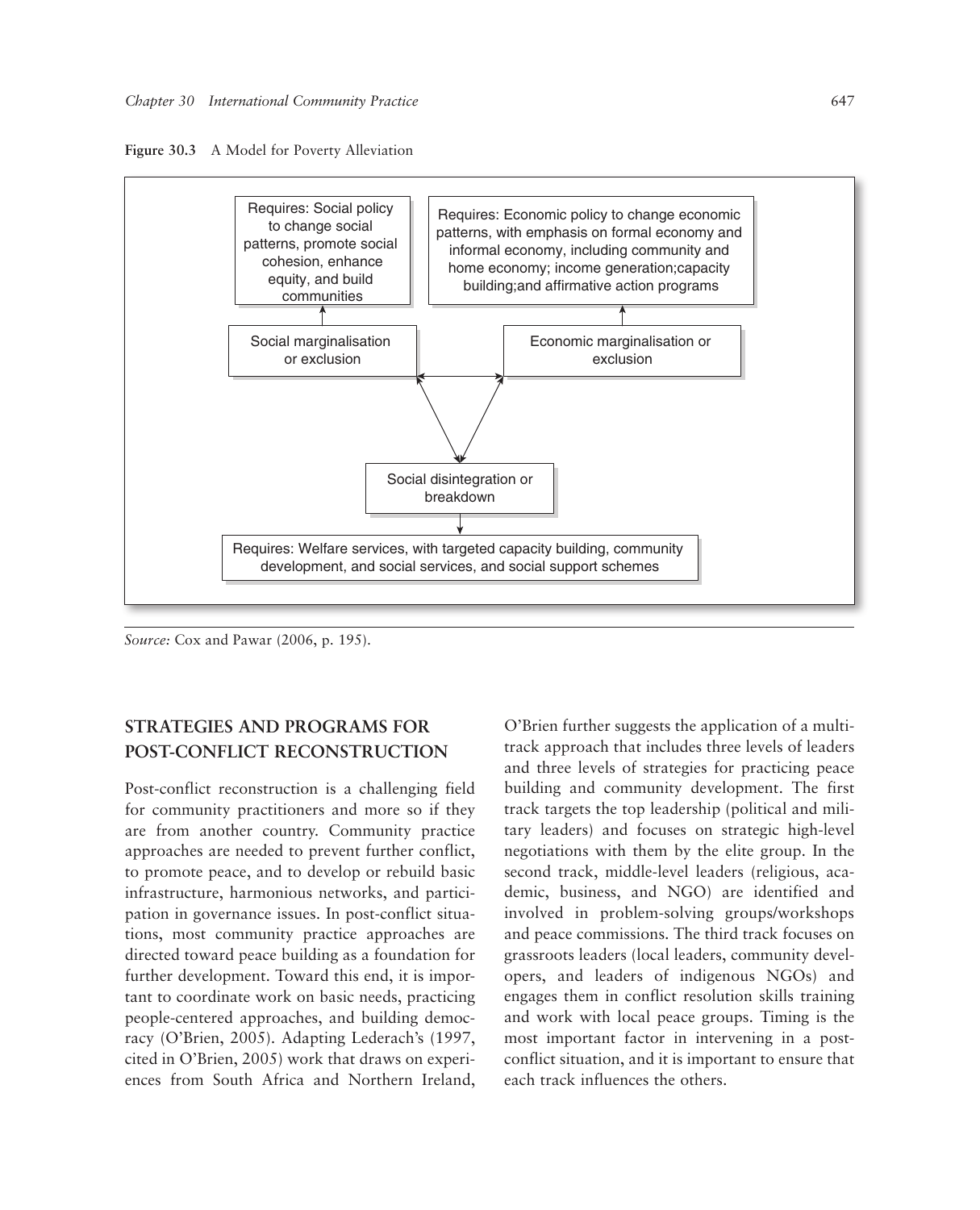**Figure 30.3** A Model for Poverty Alleviation

Requires: Social policy to change social patterns, promote social cohesion, enhance equity, and build communities

Requires: Economic policy to change economic patterns, with emphasis on formal economy and informal economy, including community and home economy; income generation;capacity building;and affirmative action programs

Social marginalisation or exclusion

Economic marginalisation or exclusion

Social disintegration or breakdown

Requires: Welfare services, with targeted capacity building, community development, and social services, and social support schemes

*Source:* Cox and Pawar (2006, p. 195).

## STRATEGIES AND PROGRAMS FOR POST-CONFLICT RECONSTRUCTION

Post-conflict reconstruction is a challenging field for community practitioners and more so if they are from another country. Community practice approaches are needed to prevent further conflict, to promote peace, and to develop or rebuild basic infrastructure, harmonious networks, and participation in governance issues. In post-conflict situations, most community practice approaches are directed toward peace building as a foundation for further development. Toward this end, it is important to coordinate work on basic needs, practicing people-centered approaches, and building democracy (O'Brien, 2005). Adapting Lederach's (1997, cited in O'Brien, 2005) work that draws on experiences from South Africa and Northern Ireland, O'Brien further suggests the application of a multi-track approach that includes three levels of leaders and three levels of strategies for practicing peace building and community development. The first track targets the top leadership (political and military leaders) and focuses on strategic high-level negotiations with them by the elite group. In the second track, middle-level leaders (religious, academic, business, and NGO) are identified and involved in problem-solving groups/workshops and peace commissions. The third track focuses on grassroots leaders (local leaders, community developers, and leaders of indigenous NGOs) and engages them in conflict resolution skills training and work with local peace groups. Timing is the most important factor in intervening in a post-conflict situation, and it is important to ensure that each track influences the others.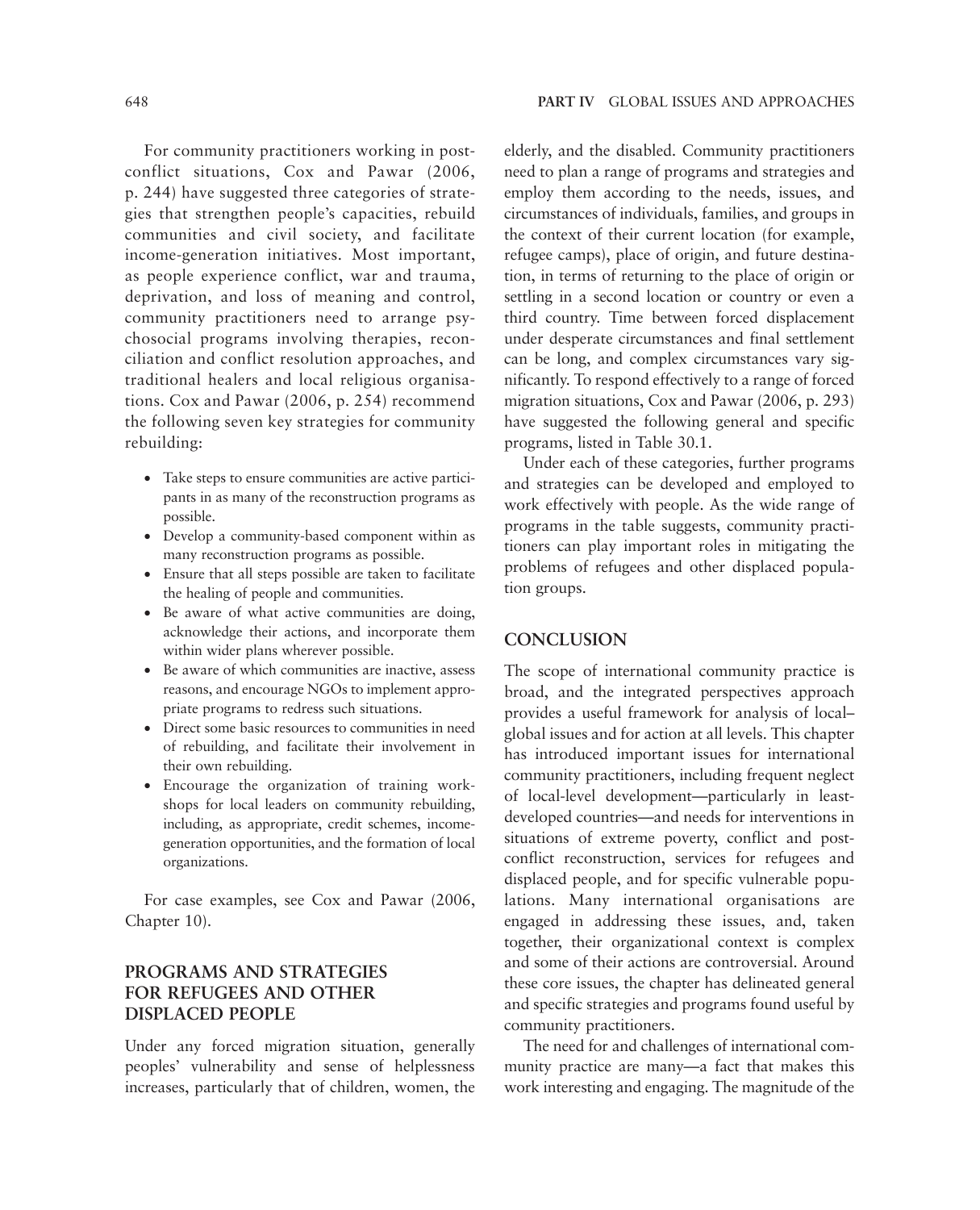For community practitioners working in post-conflict situations, Cox and Pawar (2006, p. 244) have suggested three categories of strategies that strengthen people's capacities, rebuild communities and civil society, and facilitate income-generation initiatives. Most important, as people experience conflict, war and trauma, deprivation, and loss of meaning and control, community practitioners need to arrange psychosocial programs involving therapies, reconciliation and conflict resolution approaches, and traditional healers and local religious organisations. Cox and Pawar (2006, p. 254) recommend the following seven key strategies for community rebuilding:

- Take steps to ensure communities are active participants in as many of the reconstruction programs as possible.
- Develop a community-based component within as many reconstruction programs as possible.
- Ensure that all steps possible are taken to facilitate the healing of people and communities.
- Be aware of what active communities are doing, acknowledge their actions, and incorporate them within wider plans wherever possible.
- Be aware of which communities are inactive, assess reasons, and encourage NGOs to implement appropriate programs to redress such situations.
- Direct some basic resources to communities in need of rebuilding, and facilitate their involvement in their own rebuilding.
- Encourage the organization of training workshops for local leaders on community rebuilding, including, as appropriate, credit schemes, income-generation opportunities, and the formation of local organizations.

For case examples, see Cox and Pawar (2006, Chapter 10).

## PROGRAMS AND STRATEGIES FOR REFUGEES AND OTHER DISPLACED PEOPLE

Under any forced migration situation, generally peoples' vulnerability and sense of helplessness increases, particularly that of children, women, the elderly, and the disabled. Community practitioners need to plan a range of programs and strategies and employ them according to the needs, issues, and circumstances of individuals, families, and groups in the context of their current location (for example, refugee camps), place of origin, and future destination, in terms of returning to the place of origin or settling in a second location or country or even a third country. Time between forced displacement under desperate circumstances and final settlement can be long, and complex circumstances vary significantly. To respond effectively to a range of forced migration situations, Cox and Pawar (2006, p. 293) have suggested the following general and specific programs, listed in Table 30.1.

Under each of these categories, further programs and strategies can be developed and employed to work effectively with people. As the wide range of programs in the table suggests, community practitioners can play important roles in mitigating the problems of refugees and other displaced population groups.

## CONCLUSION

The scope of international community practice is broad, and the integrated perspectives approach provides a useful framework for analysis of local–global issues and for action at all levels. This chapter has introduced important issues for international community practitioners, including frequent neglect of local-level development—particularly in least-developed countries—and needs for interventions in situations of extreme poverty, conflict and post-conflict reconstruction, services for refugees and displaced people, and for specific vulnerable populations. Many international organisations are engaged in addressing these issues, and, taken together, their organizational context is complex and some of their actions are controversial. Around these core issues, the chapter has delineated general and specific strategies and programs found useful by community practitioners.

The need for and challenges of international community practice are many—a fact that makes this work interesting and engaging. The magnitude of the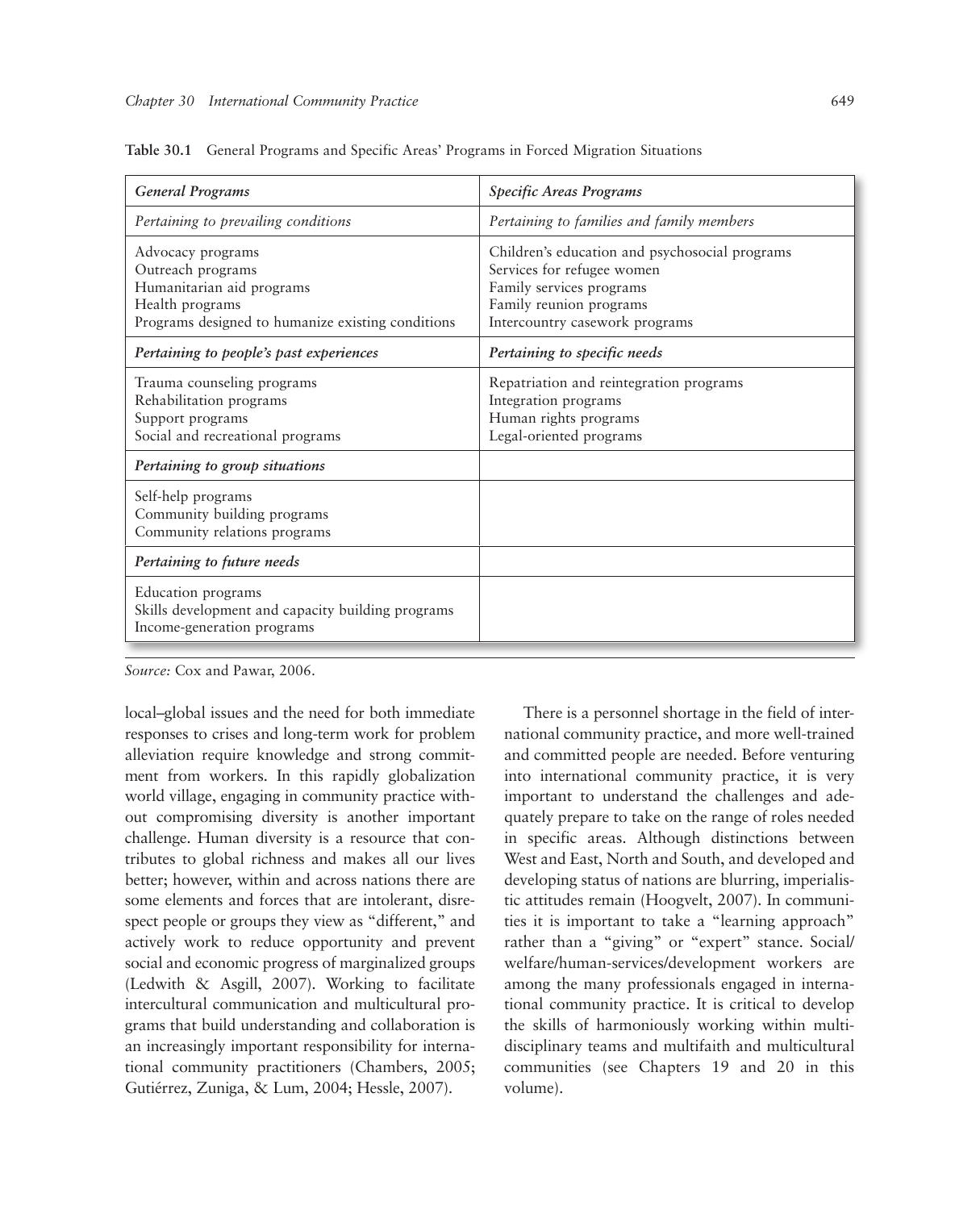**Table 30.1** General Programs and Specific Areas' Programs in Forced Migration Situations

| *General Programs* | *Specific Areas Programs* |
|---|---|
| *Pertaining to prevailing conditions* | *Pertaining to families and family members* |
| Advocacy programs<br>Outreach programs<br>Humanitarian aid programs<br>Health programs<br>Programs designed to humanize existing conditions | Children's education and psychosocial programs<br>Services for refugee women<br>Family services programs<br>Family reunion programs<br>Intercountry casework programs |
| ***Pertaining to people's past experiences*** | ***Pertaining to specific needs*** |
| Trauma counseling programs<br>Rehabilitation programs<br>Support programs<br>Social and recreational programs | Repatriation and reintegration programs<br>Integration programs<br>Human rights programs<br>Legal-oriented programs |
| ***Pertaining to group situations*** | |
| Self-help programs<br>Community building programs<br>Community relations programs | |
| ***Pertaining to future needs*** | |
| Education programs<br>Skills development and capacity building programs<br>Income-generation programs | |

*Source:* Cox and Pawar, 2006.

local–global issues and the need for both immediate responses to crises and long-term work for problem alleviation require knowledge and strong commitment from workers. In this rapidly globalization world village, engaging in community practice without compromising diversity is another important challenge. Human diversity is a resource that contributes to global richness and makes all our lives better; however, within and across nations there are some elements and forces that are intolerant, disrespect people or groups they view as "different," and actively work to reduce opportunity and prevent social and economic progress of marginalized groups (Ledwith & Asgill, 2007). Working to facilitate intercultural communication and multicultural programs that build understanding and collaboration is an increasingly important responsibility for international community practitioners (Chambers, 2005; Gutiérrez, Zuniga, & Lum, 2004; Hessle, 2007).

There is a personnel shortage in the field of international community practice, and more well-trained and committed people are needed. Before venturing into international community practice, it is very important to understand the challenges and adequately prepare to take on the range of roles needed in specific areas. Although distinctions between West and East, North and South, and developed and developing status of nations are blurring, imperialistic attitudes remain (Hoogvelt, 2007). In communities it is important to take a "learning approach" rather than a "giving" or "expert" stance. Social/welfare/human-services/development workers are among the many professionals engaged in international community practice. It is critical to develop the skills of harmoniously working within multidisciplinary teams and multifaith and multicultural communities (see Chapters 19 and 20 in this volume).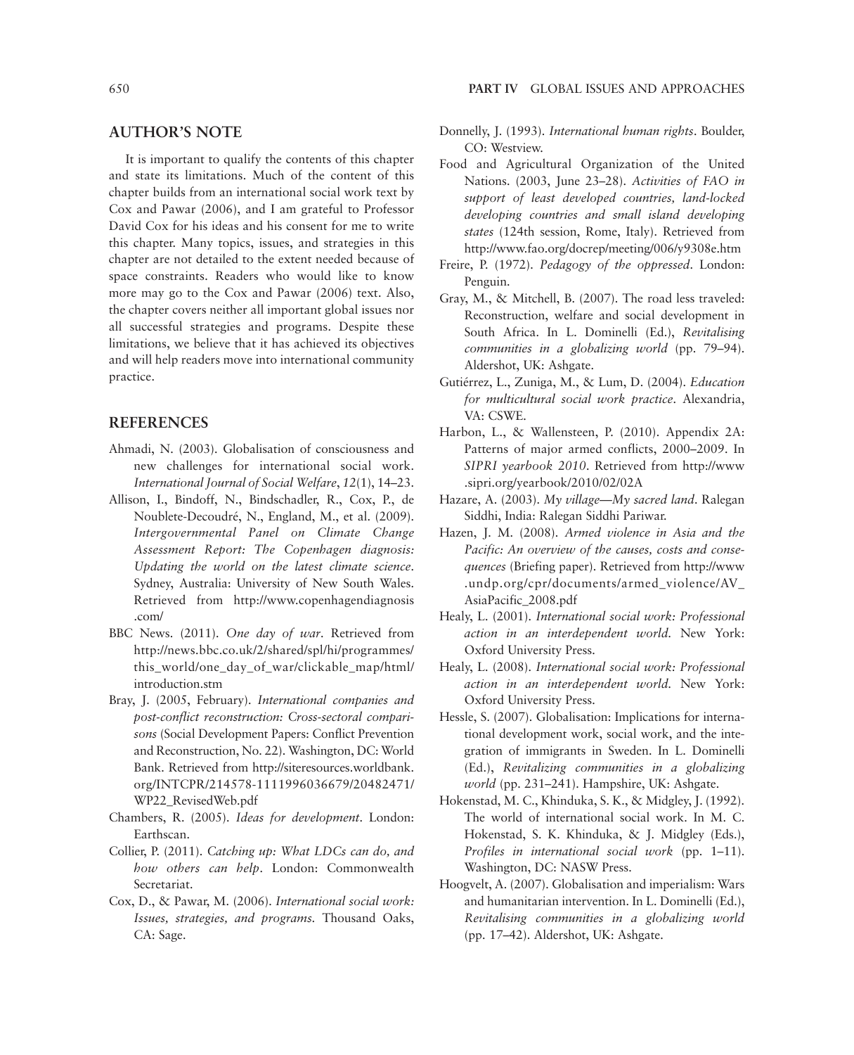## AUTHOR'S NOTE

It is important to qualify the contents of this chapter and state its limitations. Much of the content of this chapter builds from an international social work text by Cox and Pawar (2006), and I am grateful to Professor David Cox for his ideas and his consent for me to write this chapter. Many topics, issues, and strategies in this chapter are not detailed to the extent needed because of space constraints. Readers who would like to know more may go to the Cox and Pawar (2006) text. Also, the chapter covers neither all important global issues nor all successful strategies and programs. Despite these limitations, we believe that it has achieved its objectives and will help readers move into international community practice.

## REFERENCES

Ahmadi, N. (2003). Globalisation of consciousness and new challenges for international social work. *International Journal of Social Welfare*, *12*(1), 14–23.

Allison, I., Bindoff, N., Bindschadler, R., Cox, P., de Noublete-Decoudré, N., England, M., et al. (2009). *Intergovernmental Panel on Climate Change Assessment Report: The Copenhagen diagnosis: Updating the world on the latest climate science*. Sydney, Australia: University of New South Wales. Retrieved from http://www.copenhagendiagnosis.com/

BBC News. (2011). *One day of war*. Retrieved from http://news.bbc.co.uk/2/shared/spl/hi/programmes/this_world/one_day_of_war/clickable_map/html/introduction.stm

Bray, J. (2005, February). *International companies and post-conflict reconstruction: Cross-sectoral comparisons* (Social Development Papers: Conflict Prevention and Reconstruction, No. 22). Washington, DC: World Bank. Retrieved from http://siteresources.worldbank.org/INTCPR/214578-1111996036679/20482471/WP22_RevisedWeb.pdf

Chambers, R. (2005). *Ideas for development*. London: Earthscan.

Collier, P. (2011). *Catching up: What LDCs can do, and how others can help*. London: Commonwealth Secretariat.

Cox, D., & Pawar, M. (2006). *International social work: Issues, strategies, and programs.* Thousand Oaks, CA: Sage.

Donnelly, J. (1993). *International human rights*. Boulder, CO: Westview.

Food and Agricultural Organization of the United Nations. (2003, June 23–28). *Activities of FAO in support of least developed countries, land-locked developing countries and small island developing states* (124th session, Rome, Italy). Retrieved from http://www.fao.org/docrep/meeting/006/y9308e.htm

Freire, P. (1972). *Pedagogy of the oppressed*. London: Penguin.

Gray, M., & Mitchell, B. (2007). The road less traveled: Reconstruction, welfare and social development in South Africa. In L. Dominelli (Ed.), *Revitalising communities in a globalizing world* (pp. 79–94). Aldershot, UK: Ashgate.

Gutiérrez, L., Zuniga, M., & Lum, D. (2004). *Education for multicultural social work practice*. Alexandria, VA: CSWE.

Harbon, L., & Wallensteen, P. (2010). Appendix 2A: Patterns of major armed conflicts, 2000–2009. In *SIPRI yearbook 2010*. Retrieved from http://www.sipri.org/yearbook/2010/02/02A

Hazare, A. (2003). *My village—My sacred land*. Ralegan Siddhi, India: Ralegan Siddhi Pariwar.

Hazen, J. M. (2008). *Armed violence in Asia and the Pacific: An overview of the causes, costs and consequences* (Briefing paper). Retrieved from http://www.undp.org/cpr/documents/armed_violence/AV_AsiaPacific_2008.pdf

Healy, L. (2001). *International social work: Professional action in an interdependent world*. New York: Oxford University Press.

Healy, L. (2008). *International social work: Professional action in an interdependent world*. New York: Oxford University Press.

Hessle, S. (2007). Globalisation: Implications for international development work, social work, and the integration of immigrants in Sweden. In L. Dominelli (Ed.), *Revitalizing communities in a globalizing world* (pp. 231–241). Hampshire, UK: Ashgate.

Hokenstad, M. C., Khinduka, S. K., & Midgley, J. (1992). The world of international social work. In M. C. Hokenstad, S. K. Khinduka, & J. Midgley (Eds.), *Profiles in international social work* (pp. 1–11). Washington, DC: NASW Press.

Hoogvelt, A. (2007). Globalisation and imperialism: Wars and humanitarian intervention. In L. Dominelli (Ed.), *Revitalising communities in a globalizing world* (pp. 17–42). Aldershot, UK: Ashgate.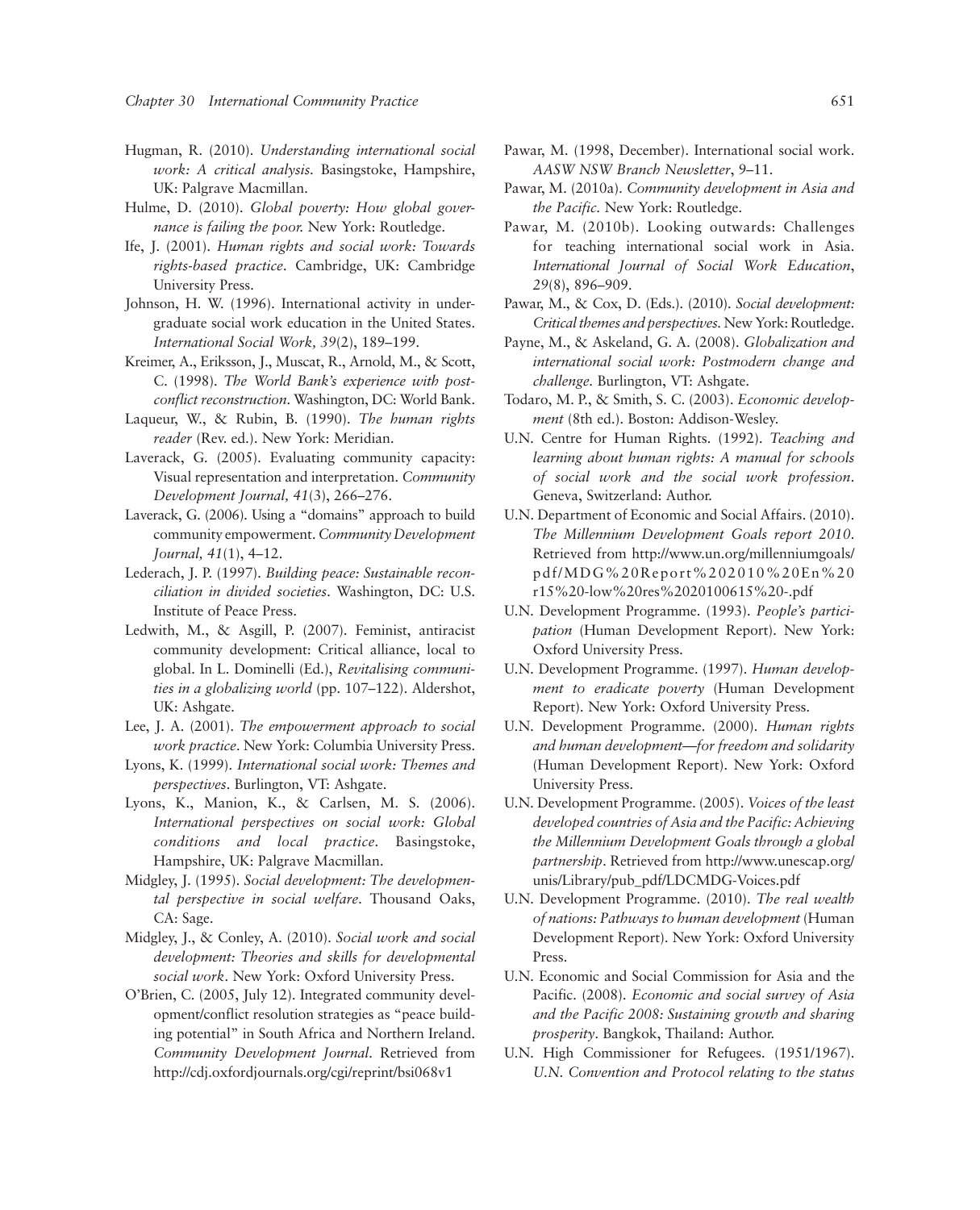Hugman, R. (2010). *Understanding international social work: A critical analysis*. Basingstoke, Hampshire, UK: Palgrave Macmillan.

Hulme, D. (2010). *Global poverty: How global governance is failing the poor.* New York: Routledge.

Ife, J. (2001). *Human rights and social work: Towards rights-based practice*. Cambridge, UK: Cambridge University Press.

Johnson, H. W. (1996). International activity in undergraduate social work education in the United States. *International Social Work, 39*(2), 189–199.

Kreimer, A., Eriksson, J., Muscat, R., Arnold, M., & Scott, C. (1998). *The World Bank's experience with post-conflict reconstruction*. Washington, DC: World Bank.

Laqueur, W., & Rubin, B. (1990). *The human rights reader* (Rev. ed.). New York: Meridian.

Laverack, G. (2005). Evaluating community capacity: Visual representation and interpretation. *Community Development Journal, 41*(3), 266–276.

Laverack, G. (2006). Using a "domains" approach to build community empowerment. *Community Development Journal, 41*(1), 4–12.

Lederach, J. P. (1997). *Building peace: Sustainable reconciliation in divided societies*. Washington, DC: U.S. Institute of Peace Press.

Ledwith, M., & Asgill, P. (2007). Feminist, antiracist community development: Critical alliance, local to global. In L. Dominelli (Ed.), *Revitalising communities in a globalizing world* (pp. 107–122). Aldershot, UK: Ashgate.

Lee, J. A. (2001). *The empowerment approach to social work practice*. New York: Columbia University Press.

Lyons, K. (1999). *International social work: Themes and perspectives*. Burlington, VT: Ashgate.

Lyons, K., Manion, K., & Carlsen, M. S. (2006). *International perspectives on social work: Global conditions and local practice*. Basingstoke, Hampshire, UK: Palgrave Macmillan.

Midgley, J. (1995). *Social development: The developmental perspective in social welfare*. Thousand Oaks, CA: Sage.

Midgley, J., & Conley, A. (2010). *Social work and social development: Theories and skills for developmental social work*. New York: Oxford University Press.

O'Brien, C. (2005, July 12). Integrated community development/conflict resolution strategies as "peace building potential" in South Africa and Northern Ireland. *Community Development Journal*. Retrieved from http://cdj.oxfordjournals.org/cgi/reprint/bsi068v1

Pawar, M. (1998, December). International social work. *AASW NSW Branch Newsletter*, 9–11.

Pawar, M. (2010a). *Community development in Asia and the Pacific.* New York: Routledge.

Pawar, M. (2010b). Looking outwards: Challenges for teaching international social work in Asia. *International Journal of Social Work Education*, *29*(8), 896–909.

Pawar, M., & Cox, D. (Eds.). (2010). *Social development: Critical themes and perspectives.* New York: Routledge.

Payne, M., & Askeland, G. A. (2008). *Globalization and international social work: Postmodern change and challenge.* Burlington, VT: Ashgate.

Todaro, M. P., & Smith, S. C. (2003). *Economic development* (8th ed.). Boston: Addison-Wesley.

U.N. Centre for Human Rights. (1992). *Teaching and learning about human rights: A manual for schools of social work and the social work profession*. Geneva, Switzerland: Author.

U.N. Department of Economic and Social Affairs. (2010). *The Millennium Development Goals report 2010*. Retrieved from http://www.un.org/millenniumgoals/pdf/MDG%20Report%202010%20En%20r15%20-low%20res%2020100615%20-.pdf

U.N. Development Programme. (1993). *People's participation* (Human Development Report). New York: Oxford University Press.

U.N. Development Programme. (1997). *Human development to eradicate poverty* (Human Development Report). New York: Oxford University Press.

U.N. Development Programme. (2000). *Human rights and human development—for freedom and solidarity* (Human Development Report). New York: Oxford University Press.

U.N. Development Programme. (2005). *Voices of the least developed countries of Asia and the Pacific: Achieving the Millennium Development Goals through a global partnership*. Retrieved from http://www.unescap.org/unis/Library/pub_pdf/LDCMDG-Voices.pdf

U.N. Development Programme. (2010). *The real wealth of nations: Pathways to human development* (Human Development Report). New York: Oxford University Press.

U.N. Economic and Social Commission for Asia and the Pacific. (2008). *Economic and social survey of Asia and the Pacific 2008: Sustaining growth and sharing prosperity*. Bangkok, Thailand: Author.

U.N. High Commissioner for Refugees. (1951/1967). *U.N. Convention and Protocol relating to the status*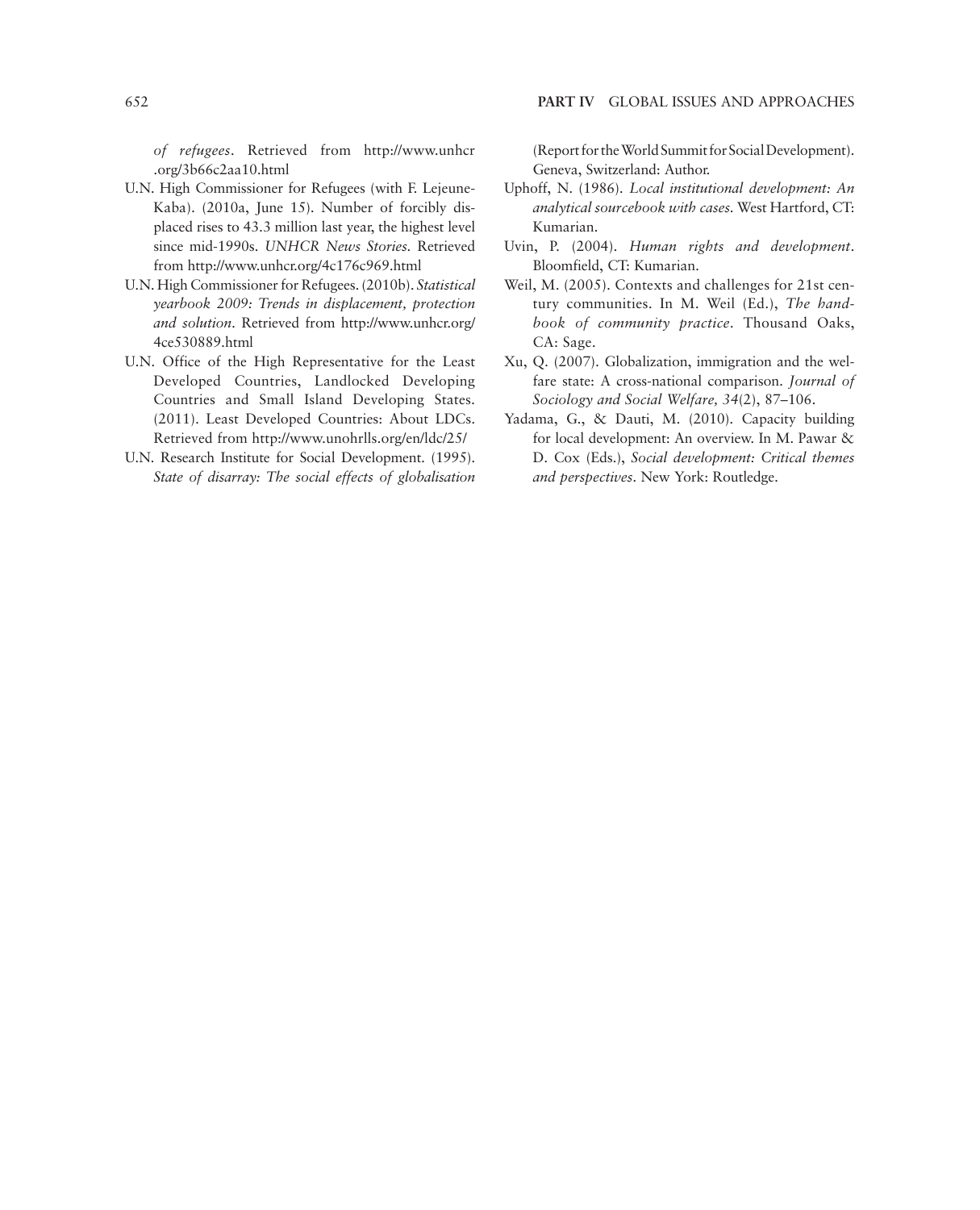*of refugees*. Retrieved from http://www.unhcr.org/3b66c2aa10.html

U.N. High Commissioner for Refugees (with F. Lejeune-Kaba). (2010a, June 15). Number of forcibly displaced rises to 43.3 million last year, the highest level since mid-1990s. *UNHCR News Stories*. Retrieved from http://www.unhcr.org/4c176c969.html

U.N. High Commissioner for Refugees. (2010b). *Statistical yearbook 2009: Trends in displacement, protection and solution*. Retrieved from http://www.unhcr.org/4ce530889.html

U.N. Office of the High Representative for the Least Developed Countries, Landlocked Developing Countries and Small Island Developing States. (2011). Least Developed Countries: About LDCs. Retrieved from http://www.unohrlls.org/en/ldc/25/

U.N. Research Institute for Social Development. (1995). *State of disarray: The social effects of globalisation* (Report for the World Summit for Social Development). Geneva, Switzerland: Author.

Uphoff, N. (1986). *Local institutional development: An analytical sourcebook with cases*. West Hartford, CT: Kumarian.

Uvin, P. (2004). *Human rights and development*. Bloomfield, CT: Kumarian.

Weil, M. (2005). Contexts and challenges for 21st century communities. In M. Weil (Ed.), *The handbook of community practice*. Thousand Oaks, CA: Sage.

Xu, Q. (2007). Globalization, immigration and the welfare state: A cross-national comparison. *Journal of Sociology and Social Welfare, 34*(2), 87–106.

Yadama, G., & Dauti, M. (2010). Capacity building for local development: An overview. In M. Pawar & D. Cox (Eds.), *Social development: Critical themes and perspectives*. New York: Routledge.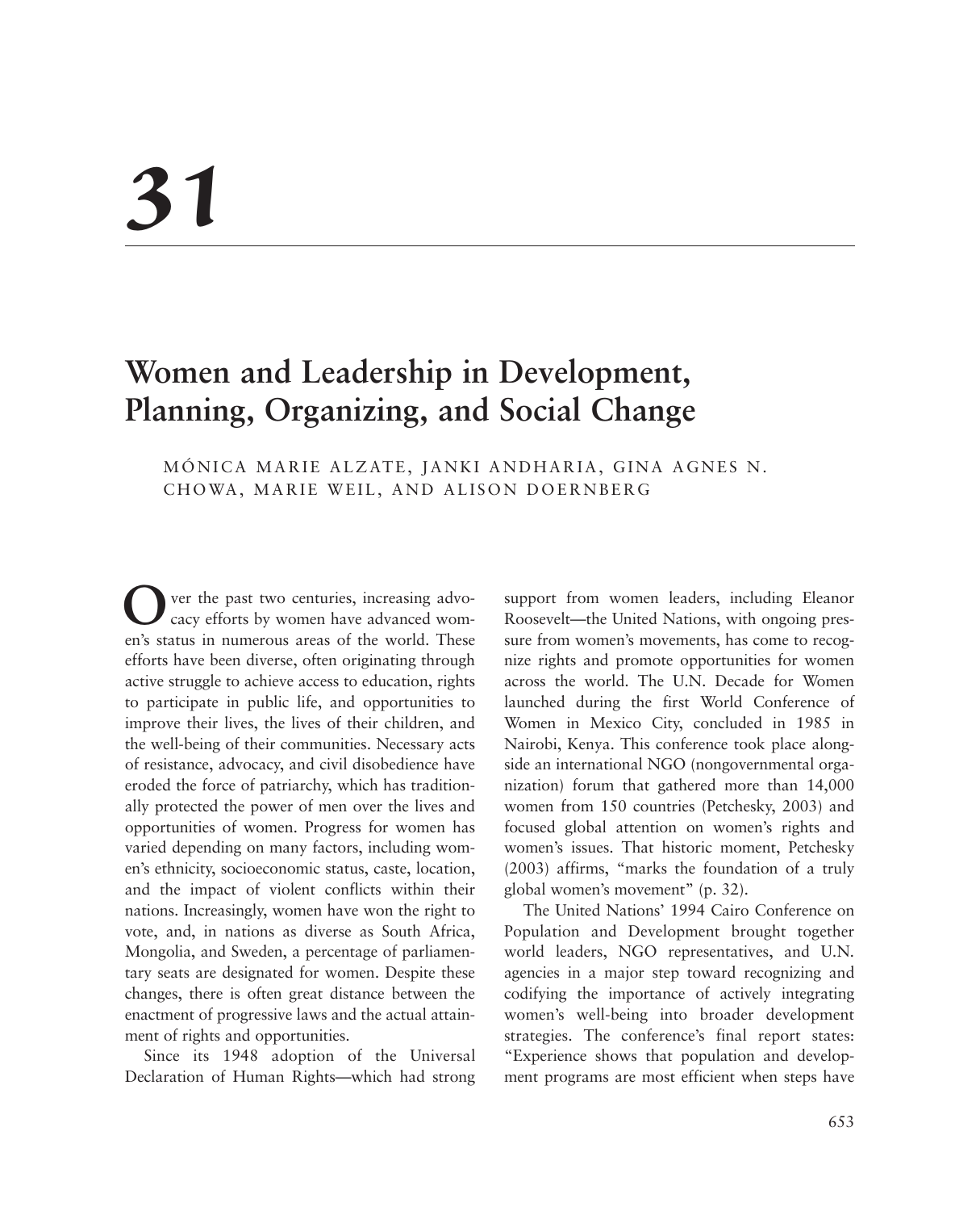# 31

## Women and Leadership in Development, Planning, Organizing, and Social Change

MÓNICA MARIE ALZATE, JANKI ANDHARIA, GINA AGNES N. CHOWA, MARIE WEIL, AND ALISON DOERNBERG

Over the past two centuries, increasing advocacy efforts by women have advanced women's status in numerous areas of the world. These efforts have been diverse, often originating through active struggle to achieve access to education, rights to participate in public life, and opportunities to improve their lives, the lives of their children, and the well-being of their communities. Necessary acts of resistance, advocacy, and civil disobedience have eroded the force of patriarchy, which has traditionally protected the power of men over the lives and opportunities of women. Progress for women has varied depending on many factors, including women's ethnicity, socioeconomic status, caste, location, and the impact of violent conflicts within their nations. Increasingly, women have won the right to vote, and, in nations as diverse as South Africa, Mongolia, and Sweden, a percentage of parliamentary seats are designated for women. Despite these changes, there is often great distance between the enactment of progressive laws and the actual attainment of rights and opportunities.

Since its 1948 adoption of the Universal Declaration of Human Rights—which had strong support from women leaders, including Eleanor Roosevelt—the United Nations, with ongoing pressure from women's movements, has come to recognize rights and promote opportunities for women across the world. The U.N. Decade for Women launched during the first World Conference of Women in Mexico City, concluded in 1985 in Nairobi, Kenya. This conference took place alongside an international NGO (nongovernmental organization) forum that gathered more than 14,000 women from 150 countries (Petchesky, 2003) and focused global attention on women's rights and women's issues. That historic moment, Petchesky (2003) affirms, "marks the foundation of a truly global women's movement" (p. 32).

The United Nations' 1994 Cairo Conference on Population and Development brought together world leaders, NGO representatives, and U.N. agencies in a major step toward recognizing and codifying the importance of actively integrating women's well-being into broader development strategies. The conference's final report states: "Experience shows that population and development programs are most efficient when steps have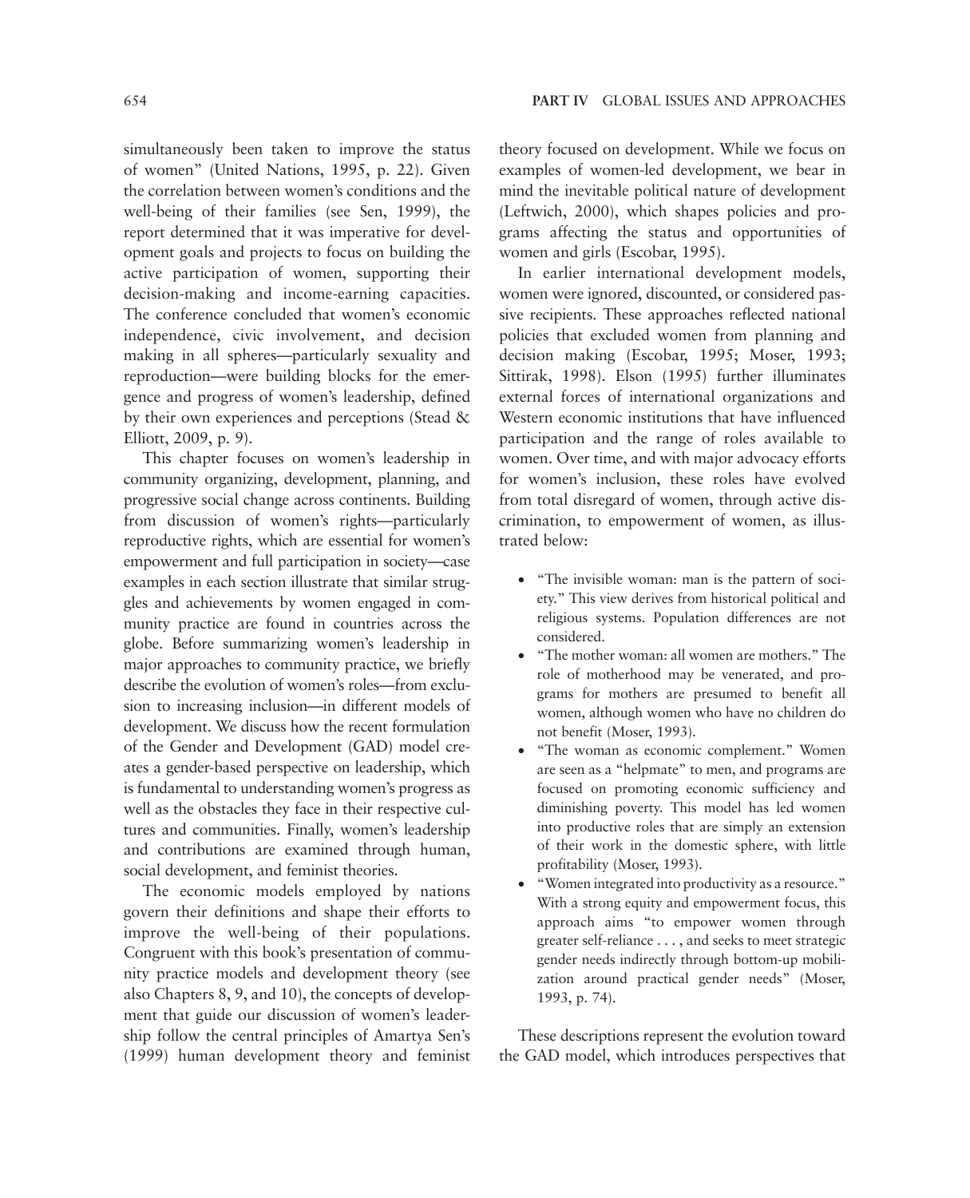simultaneously been taken to improve the status of women" (United Nations, 1995, p. 22). Given the correlation between women's conditions and the well-being of their families (see Sen, 1999), the report determined that it was imperative for development goals and projects to focus on building the active participation of women, supporting their decision-making and income-earning capacities. The conference concluded that women's economic independence, civic involvement, and decision making in all spheres—particularly sexuality and reproduction—were building blocks for the emergence and progress of women's leadership, defined by their own experiences and perceptions (Stead & Elliott, 2009, p. 9).

This chapter focuses on women's leadership in community organizing, development, planning, and progressive social change across continents. Building from discussion of women's rights—particularly reproductive rights, which are essential for women's empowerment and full participation in society—case examples in each section illustrate that similar struggles and achievements by women engaged in community practice are found in countries across the globe. Before summarizing women's leadership in major approaches to community practice, we briefly describe the evolution of women's roles—from exclusion to increasing inclusion—in different models of development. We discuss how the recent formulation of the Gender and Development (GAD) model creates a gender-based perspective on leadership, which is fundamental to understanding women's progress as well as the obstacles they face in their respective cultures and communities. Finally, women's leadership and contributions are examined through human, social development, and feminist theories.

The economic models employed by nations govern their definitions and shape their efforts to improve the well-being of their populations. Congruent with this book's presentation of community practice models and development theory (see also Chapters 8, 9, and 10), the concepts of development that guide our discussion of women's leadership follow the central principles of Amartya Sen's (1999) human development theory and feminist theory focused on development. While we focus on examples of women-led development, we bear in mind the inevitable political nature of development (Leftwich, 2000), which shapes policies and programs affecting the status and opportunities of women and girls (Escobar, 1995).

In earlier international development models, women were ignored, discounted, or considered passive recipients. These approaches reflected national policies that excluded women from planning and decision making (Escobar, 1995; Moser, 1993; Sittirak, 1998). Elson (1995) further illuminates external forces of international organizations and Western economic institutions that have influenced participation and the range of roles available to women. Over time, and with major advocacy efforts for women's inclusion, these roles have evolved from total disregard of women, through active discrimination, to empowerment of women, as illustrated below:

- "The invisible woman: man is the pattern of society." This view derives from historical political and religious systems. Population differences are not considered.
- "The mother woman: all women are mothers." The role of motherhood may be venerated, and programs for mothers are presumed to benefit all women, although women who have no children do not benefit (Moser, 1993).
- "The woman as economic complement." Women are seen as a "helpmate" to men, and programs are focused on promoting economic sufficiency and diminishing poverty. This model has led women into productive roles that are simply an extension of their work in the domestic sphere, with little profitability (Moser, 1993).
- "Women integrated into productivity as a resource." With a strong equity and empowerment focus, this approach aims "to empower women through greater self-reliance . . . , and seeks to meet strategic gender needs indirectly through bottom-up mobilization around practical gender needs" (Moser, 1993, p. 74).

These descriptions represent the evolution toward the GAD model, which introduces perspectives that